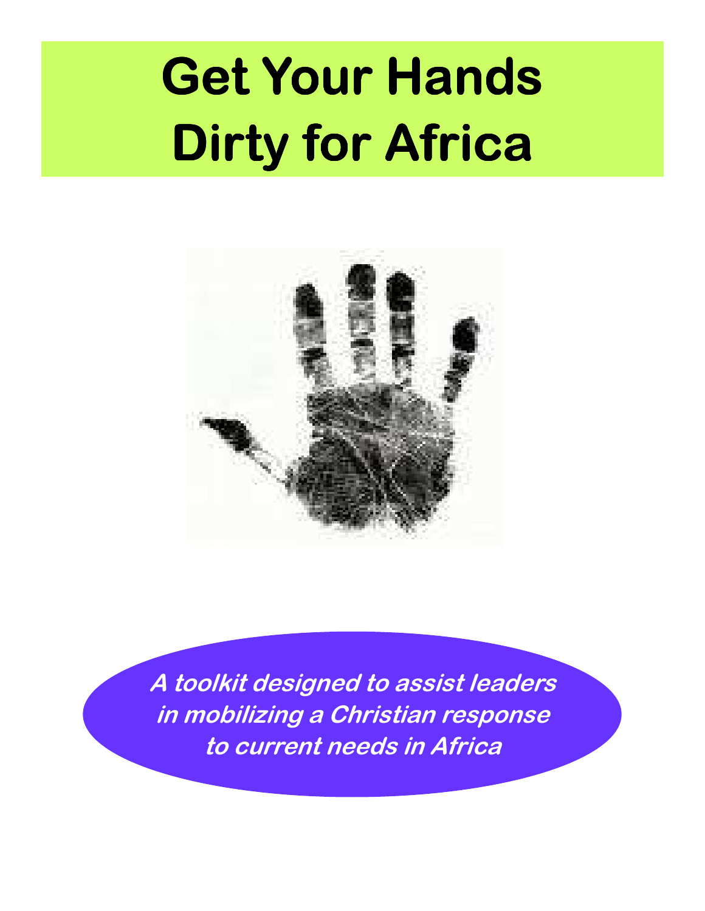# Get Your Hands Dirty for Africa

***A toolkit designed to assist leaders in mobilizing a Christian response to current needs in Africa***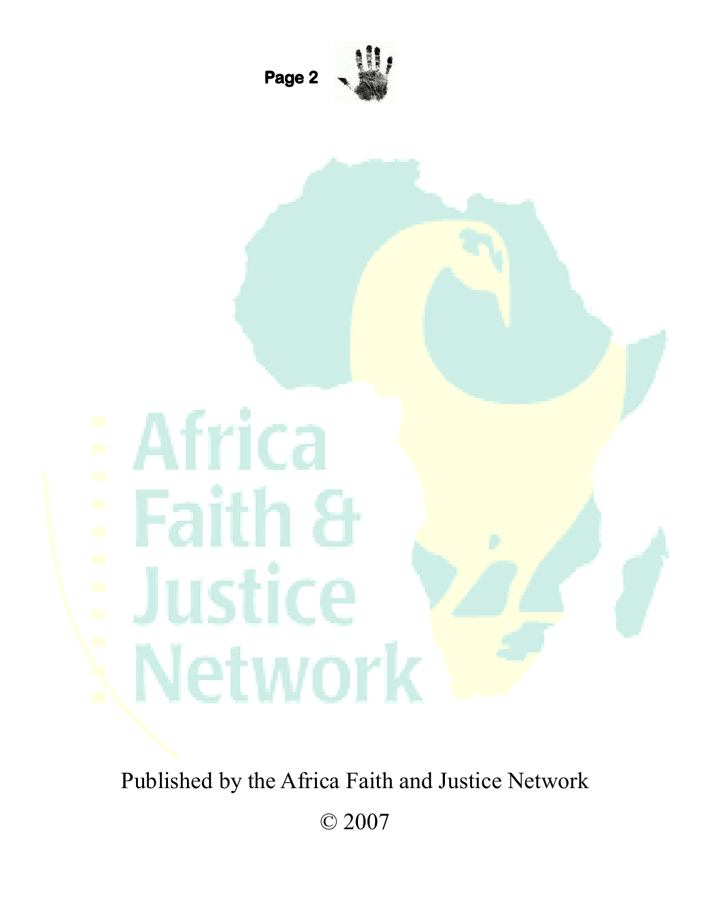Published by the Africa Faith and Justice Network

© 2007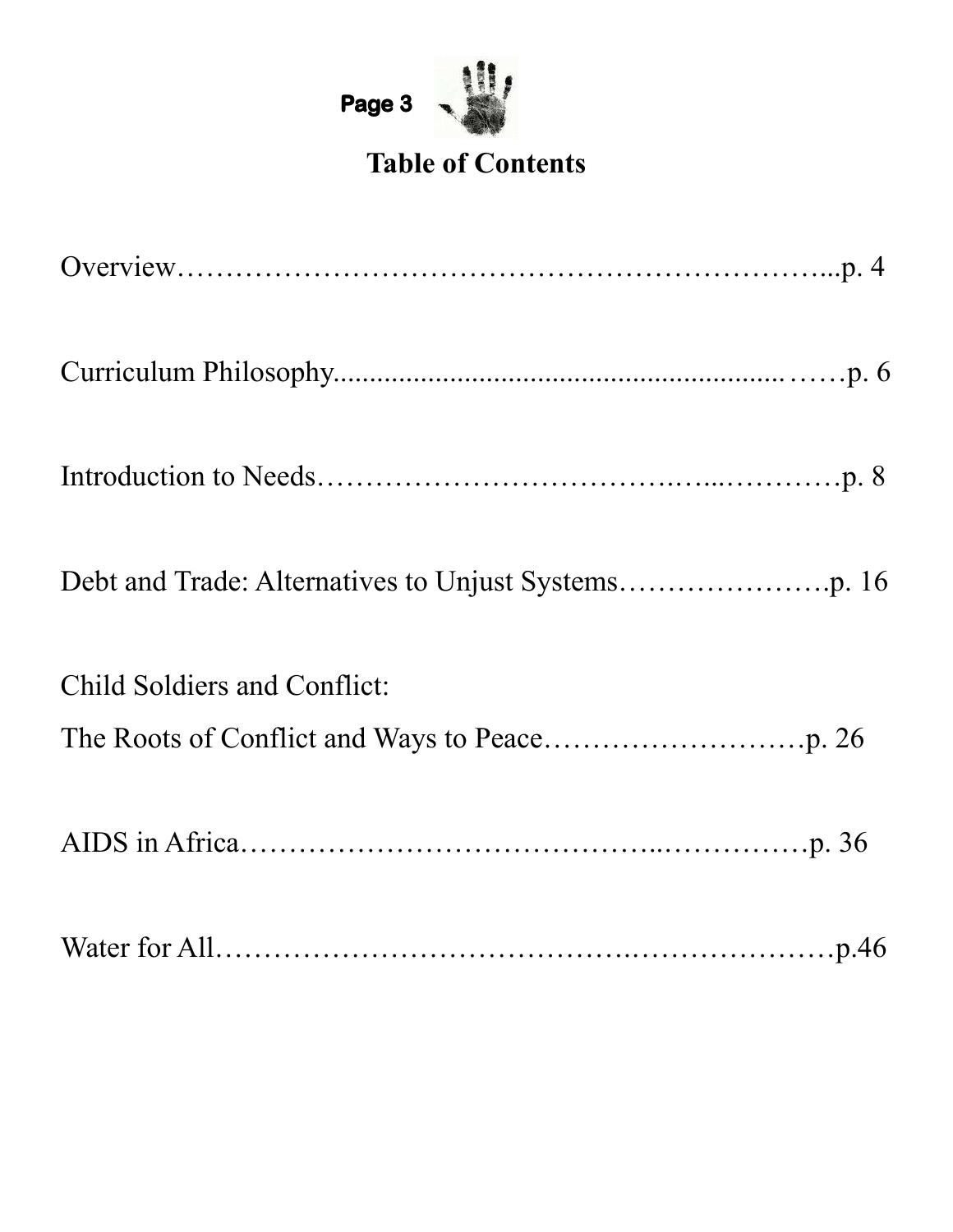# Table of Contents

Overview……………………………………………………...p. 4

Curriculum Philosophy.........................................................……p. 6

Introduction to Needs…………………………….…...…………p. 8

Debt and Trade: Alternatives to Unjust Systems………………….p. 16

Child Soldiers and Conflict:
The Roots of Conflict and Ways to Peace………………………p. 26

AIDS in Africa………………………………...……………p. 36

Water for All………………………………….…………………p.46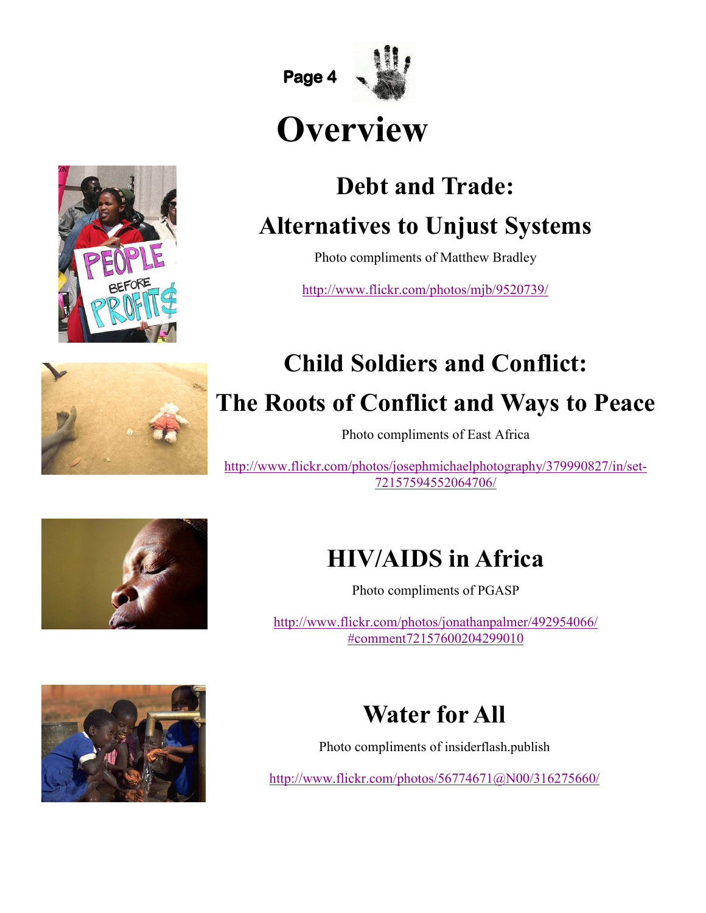# Overview

## Debt and Trade:

## Alternatives to Unjust Systems

Photo compliments of Matthew Bradley

http://www.flickr.com/photos/mjb/9520739/

## Child Soldiers and Conflict:

## The Roots of Conflict and Ways to Peace

Photo compliments of East Africa

http://www.flickr.com/photos/josephmichaelphotography/379990827/in/set-72157594552064706/

## HIV/AIDS in Africa

Photo compliments of PGASP

http://www.flickr.com/photos/jonathanpalmer/492954066/#comment72157600204299010

## Water for All

Photo compliments of insiderflash.publish

http://www.flickr.com/photos/56774671@N00/316275660/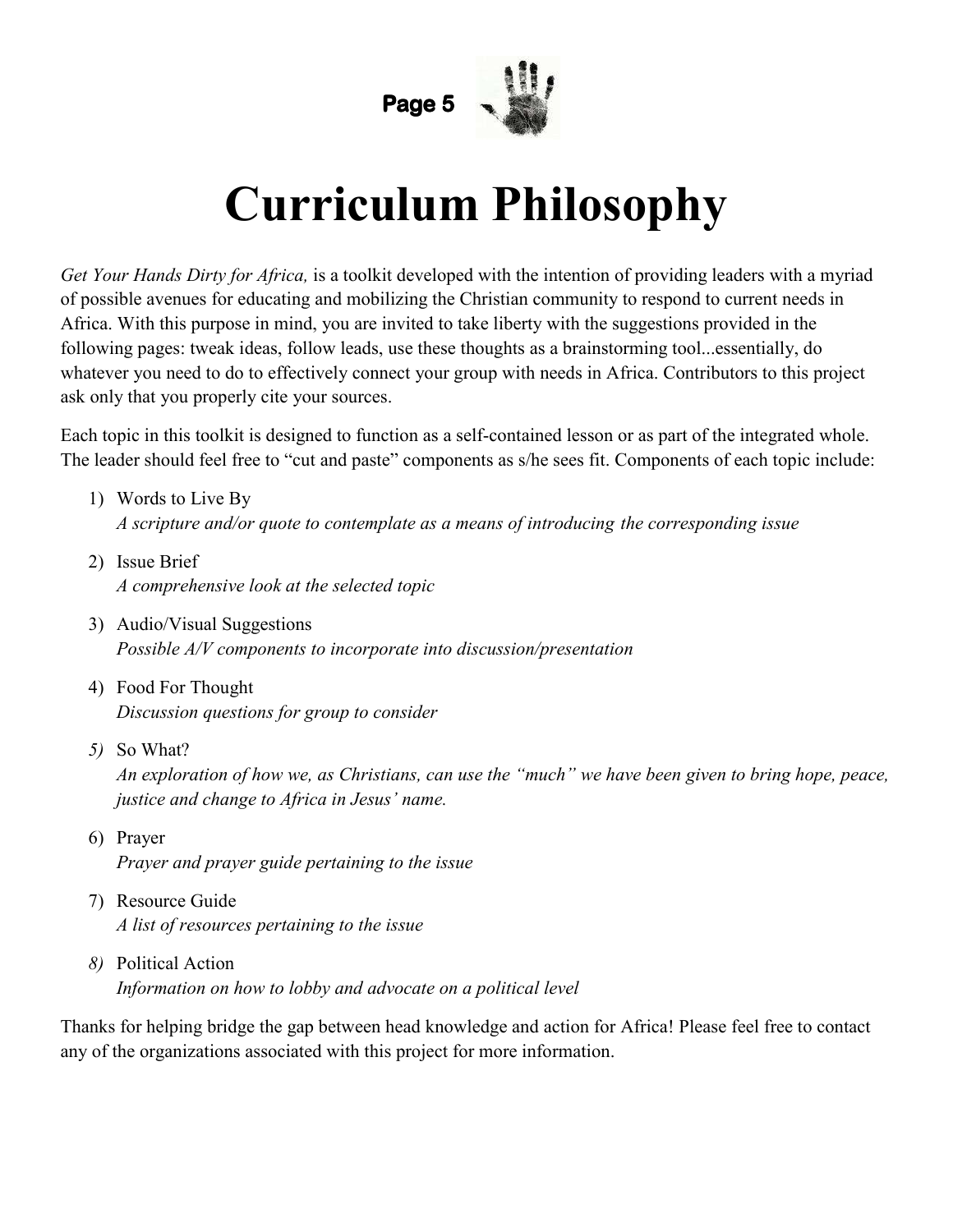# Curriculum Philosophy

*Get Your Hands Dirty for Africa,* is a toolkit developed with the intention of providing leaders with a myriad of possible avenues for educating and mobilizing the Christian community to respond to current needs in Africa. With this purpose in mind, you are invited to take liberty with the suggestions provided in the following pages: tweak ideas, follow leads, use these thoughts as a brainstorming tool...essentially, do whatever you need to do to effectively connect your group with needs in Africa. Contributors to this project ask only that you properly cite your sources.

Each topic in this toolkit is designed to function as a self-contained lesson or as part of the integrated whole. The leader should feel free to "cut and paste" components as s/he sees fit. Components of each topic include:

1) Words to Live By
   *A scripture and/or quote to contemplate as a means of introducing the corresponding issue*
2) Issue Brief
   *A comprehensive look at the selected topic*
3) Audio/Visual Suggestions
   *Possible A/V components to incorporate into discussion/presentation*
4) Food For Thought
   *Discussion questions for group to consider*
5) So What?
   *An exploration of how we, as Christians, can use the "much" we have been given to bring hope, peace, justice and change to Africa in Jesus' name.*
6) Prayer
   *Prayer and prayer guide pertaining to the issue*
7) Resource Guide
   *A list of resources pertaining to the issue*
8) Political Action
   *Information on how to lobby and advocate on a political level*

Thanks for helping bridge the gap between head knowledge and action for Africa! Please feel free to contact any of the organizations associated with this project for more information.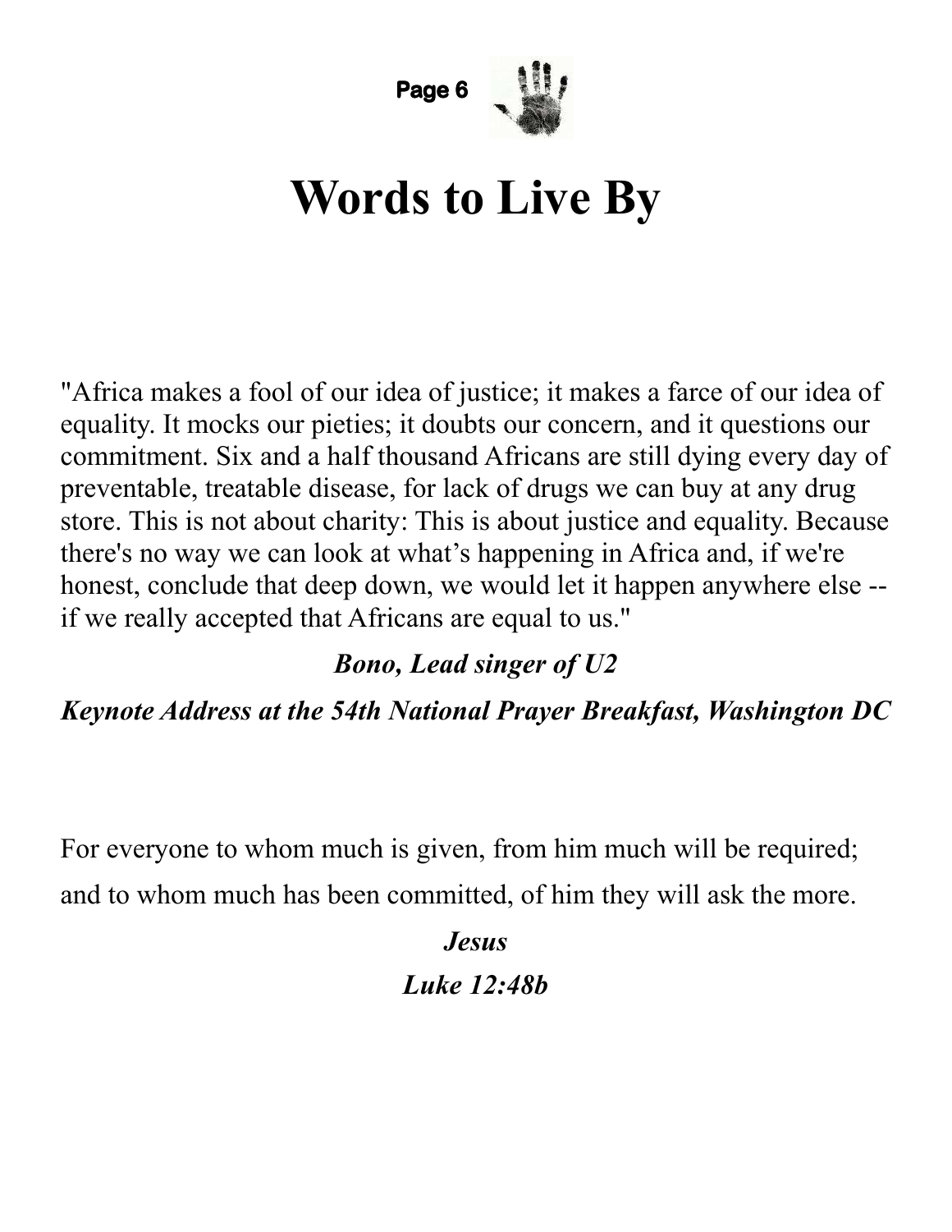# Words to Live By

"Africa makes a fool of our idea of justice; it makes a farce of our idea of equality. It mocks our pieties; it doubts our concern, and it questions our commitment. Six and a half thousand Africans are still dying every day of preventable, treatable disease, for lack of drugs we can buy at any drug store. This is not about charity: This is about justice and equality. Because there's no way we can look at what's happening in Africa and, if we're honest, conclude that deep down, we would let it happen anywhere else -- if we really accepted that Africans are equal to us."

***Bono, Lead singer of U2***

***Keynote Address at the 54th National Prayer Breakfast, Washington DC***

For everyone to whom much is given, from him much will be required; and to whom much has been committed, of him they will ask the more.

***Jesus***

***Luke 12:48b***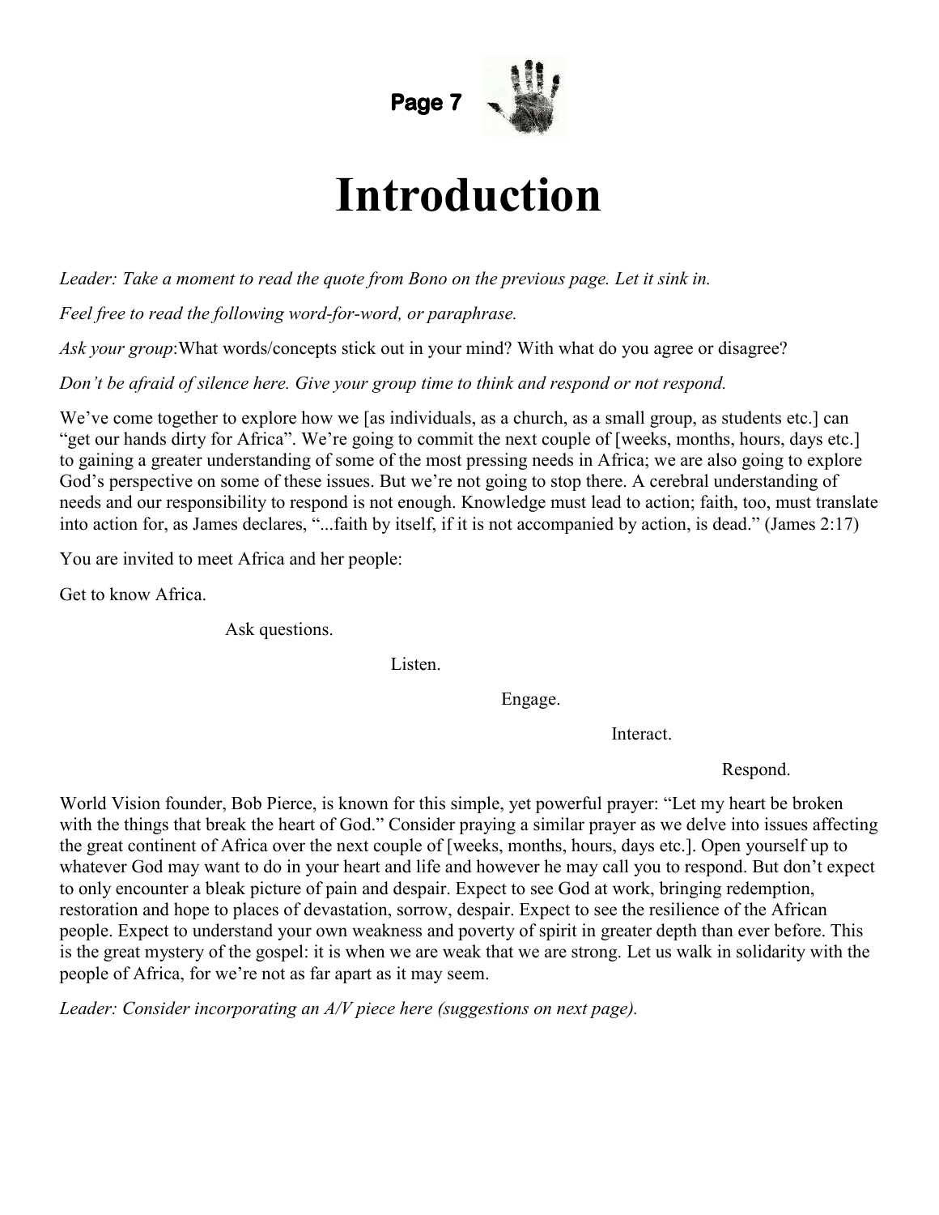# Introduction

*Leader: Take a moment to read the quote from Bono on the previous page. Let it sink in.*

*Feel free to read the following word-for-word, or paraphrase.*

*Ask your group*:What words/concepts stick out in your mind? With what do you agree or disagree?

*Don't be afraid of silence here. Give your group time to think and respond or not respond.*

We've come together to explore how we [as individuals, as a church, as a small group, as students etc.] can "get our hands dirty for Africa". We're going to commit the next couple of [weeks, months, hours, days etc.] to gaining a greater understanding of some of the most pressing needs in Africa; we are also going to explore God's perspective on some of these issues. But we're not going to stop there. A cerebral understanding of needs and our responsibility to respond is not enough. Knowledge must lead to action; faith, too, must translate into action for, as James declares, "...faith by itself, if it is not accompanied by action, is dead." (James 2:17)

You are invited to meet Africa and her people:

Get to know Africa.

Ask questions.

Listen.

Engage.

Interact.

Respond.

World Vision founder, Bob Pierce, is known for this simple, yet powerful prayer: "Let my heart be broken with the things that break the heart of God." Consider praying a similar prayer as we delve into issues affecting the great continent of Africa over the next couple of [weeks, months, hours, days etc.]. Open yourself up to whatever God may want to do in your heart and life and however he may call you to respond. But don't expect to only encounter a bleak picture of pain and despair. Expect to see God at work, bringing redemption, restoration and hope to places of devastation, sorrow, despair. Expect to see the resilience of the African people. Expect to understand your own weakness and poverty of spirit in greater depth than ever before. This is the great mystery of the gospel: it is when we are weak that we are strong. Let us walk in solidarity with the people of Africa, for we're not as far apart as it may seem.

*Leader: Consider incorporating an A/V piece here (suggestions on next page).*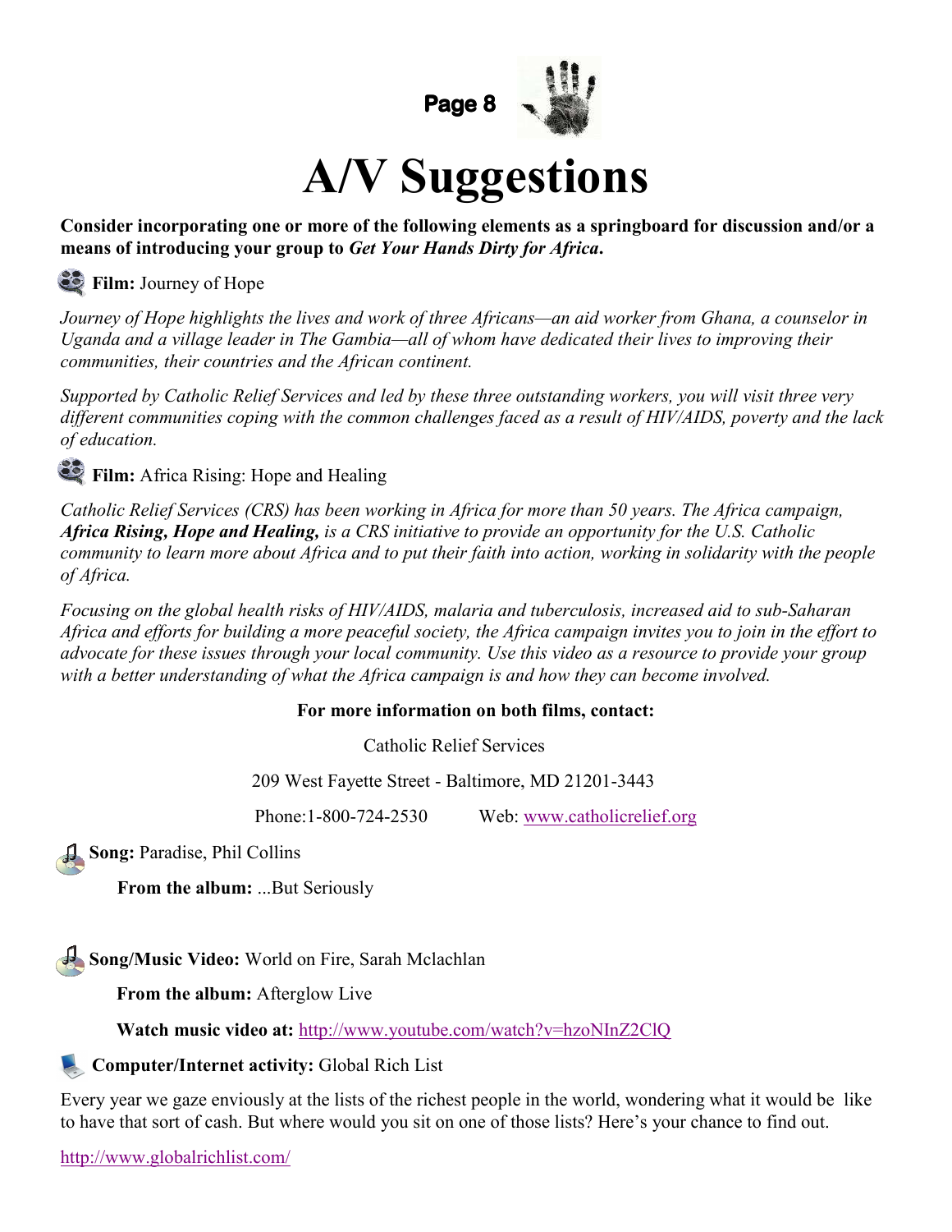# A/V Suggestions

**Consider incorporating one or more of the following elements as a springboard for discussion and/or a means of introducing your group to *Get Your Hands Dirty for Africa*.**

**Film:** Journey of Hope

*Journey of Hope highlights the lives and work of three Africans—an aid worker from Ghana, a counselor in Uganda and a village leader in The Gambia—all of whom have dedicated their lives to improving their communities, their countries and the African continent.*

*Supported by Catholic Relief Services and led by these three outstanding workers, you will visit three very different communities coping with the common challenges faced as a result of HIV/AIDS, poverty and the lack of education.*

**Film:** Africa Rising: Hope and Healing

*Catholic Relief Services (CRS) has been working in Africa for more than 50 years. The Africa campaign,* ***Africa Rising, Hope and Healing,*** *is a CRS initiative to provide an opportunity for the U.S. Catholic community to learn more about Africa and to put their faith into action, working in solidarity with the people of Africa.*

*Focusing on the global health risks of HIV/AIDS, malaria and tuberculosis, increased aid to sub-Saharan Africa and efforts for building a more peaceful society, the Africa campaign invites you to join in the effort to advocate for these issues through your local community. Use this video as a resource to provide your group with a better understanding of what the Africa campaign is and how they can become involved.*

**For more information on both films, contact:**

Catholic Relief Services

209 West Fayette Street - Baltimore, MD 21201-3443

Phone:1-800-724-2530 Web: www.catholicrelief.org

**Song:** Paradise, Phil Collins

**From the album:** ...But Seriously

**Song/Music Video:** World on Fire, Sarah Mclachlan

**From the album:** Afterglow Live

**Watch music video at:** http://www.youtube.com/watch?v=hzoNInZ2ClQ

**Computer/Internet activity:** Global Rich List

Every year we gaze enviously at the lists of the richest people in the world, wondering what it would be like to have that sort of cash. But where would you sit on one of those lists? Here's your chance to find out.

http://www.globalrichlist.com/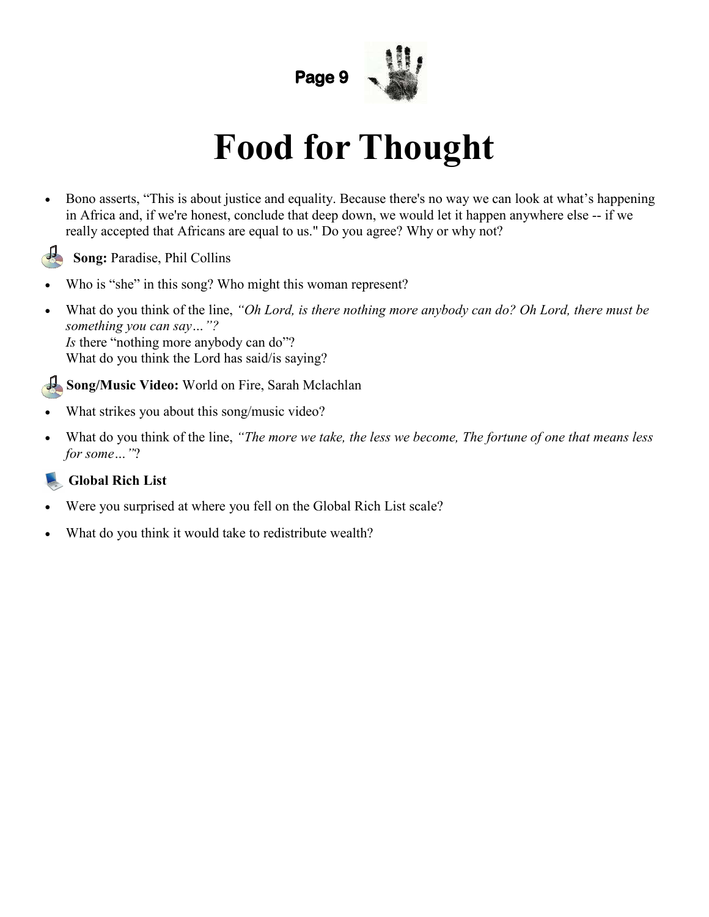# Food for Thought

- Bono asserts, "This is about justice and equality. Because there's no way we can look at what's happening in Africa and, if we're honest, conclude that deep down, we would let it happen anywhere else -- if we really accepted that Africans are equal to us." Do you agree? Why or why not?

**Song:** Paradise, Phil Collins

- Who is "she" in this song? Who might this woman represent?
- What do you think of the line, *"Oh Lord, is there nothing more anybody can do? Oh Lord, there must be something you can say…"?*
  *Is* there "nothing more anybody can do"?
  What do you think the Lord has said/is saying?

**Song/Music Video:** World on Fire, Sarah Mclachlan

- What strikes you about this song/music video?
- What do you think of the line, *"The more we take, the less we become, The fortune of one that means less for some…"*?

**Global Rich List**

- Were you surprised at where you fell on the Global Rich List scale?
- What do you think it would take to redistribute wealth?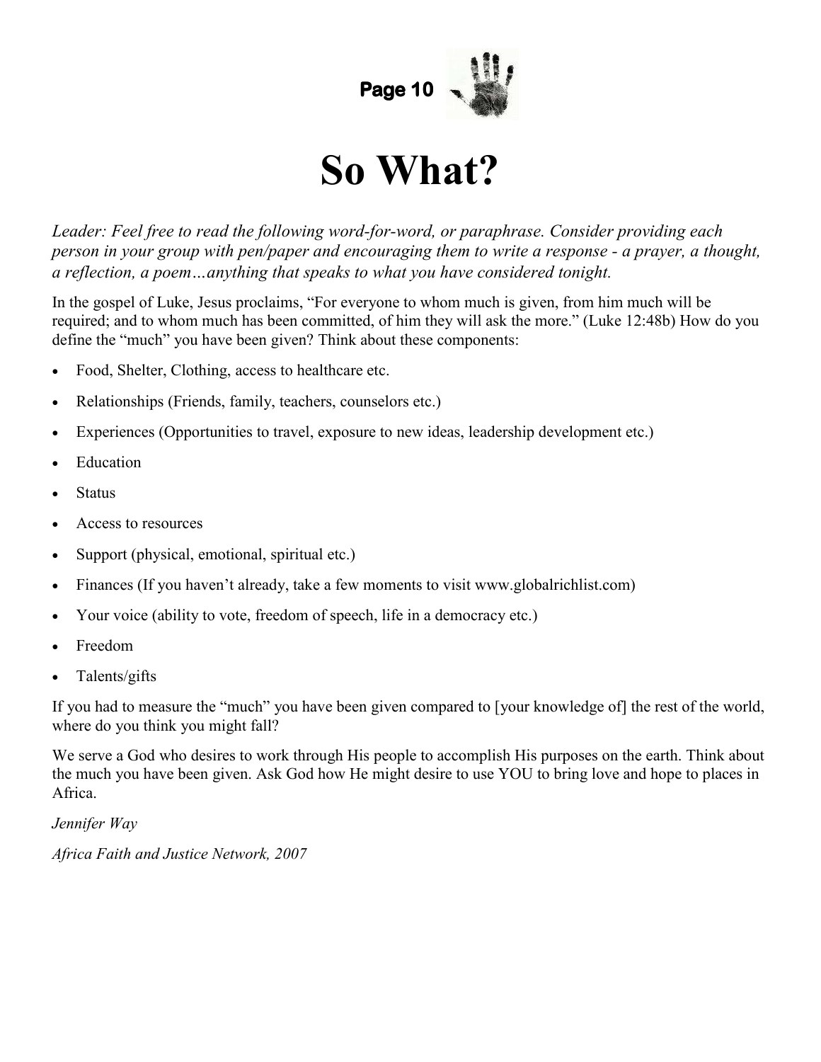# So What?

*Leader: Feel free to read the following word-for-word, or paraphrase. Consider providing each person in your group with pen/paper and encouraging them to write a response - a prayer, a thought, a reflection, a poem…anything that speaks to what you have considered tonight.*

In the gospel of Luke, Jesus proclaims, "For everyone to whom much is given, from him much will be required; and to whom much has been committed, of him they will ask the more." (Luke 12:48b) How do you define the "much" you have been given? Think about these components:

- Food, Shelter, Clothing, access to healthcare etc.
- Relationships (Friends, family, teachers, counselors etc.)
- Experiences (Opportunities to travel, exposure to new ideas, leadership development etc.)
- Education
- Status
- Access to resources
- Support (physical, emotional, spiritual etc.)
- Finances (If you haven't already, take a few moments to visit www.globalrichlist.com)
- Your voice (ability to vote, freedom of speech, life in a democracy etc.)
- Freedom
- Talents/gifts

If you had to measure the "much" you have been given compared to [your knowledge of] the rest of the world, where do you think you might fall?

We serve a God who desires to work through His people to accomplish His purposes on the earth. Think about the much you have been given. Ask God how He might desire to use YOU to bring love and hope to places in Africa.

*Jennifer Way*

*Africa Faith and Justice Network, 2007*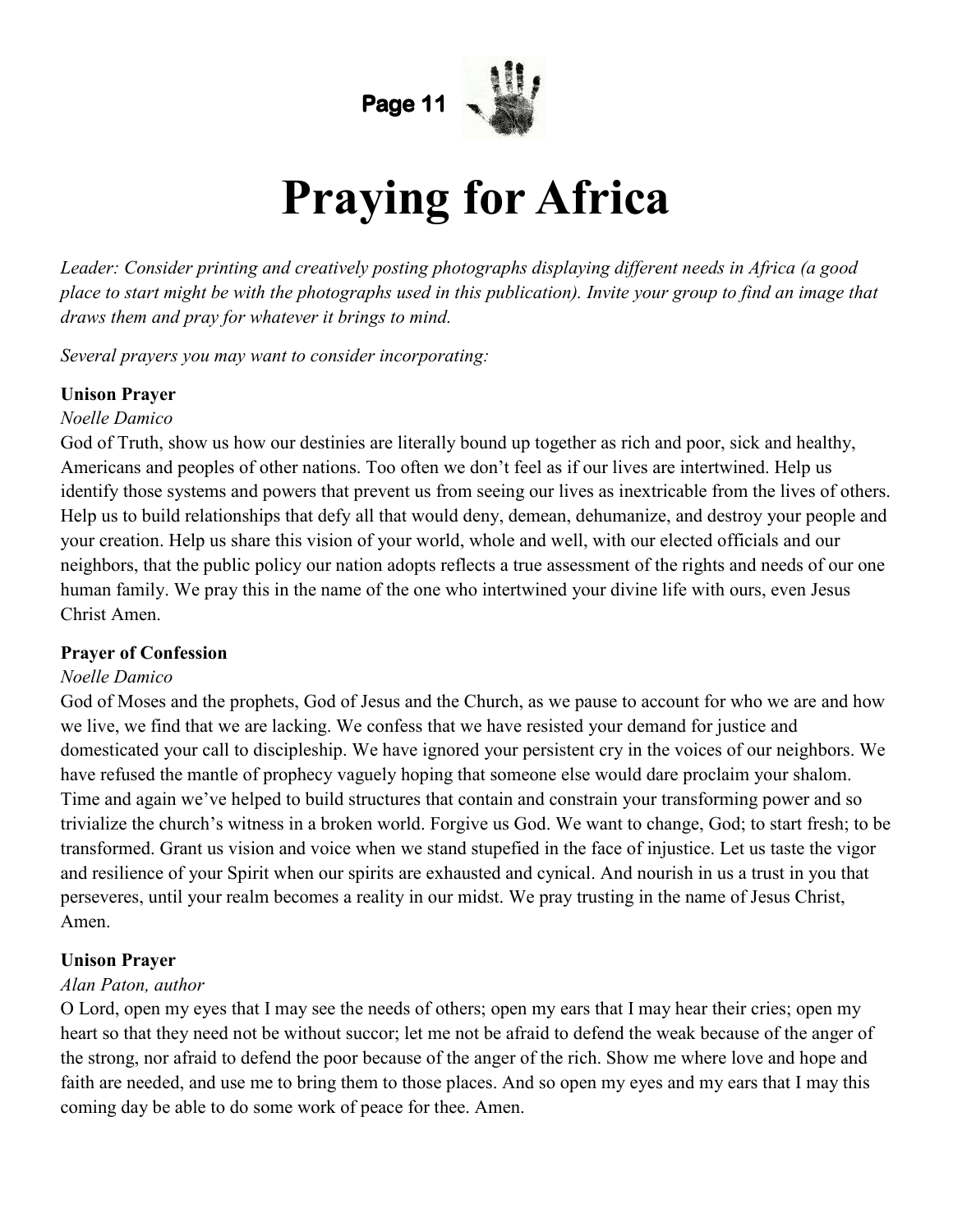# Praying for Africa

*Leader: Consider printing and creatively posting photographs displaying different needs in Africa (a good place to start might be with the photographs used in this publication). Invite your group to find an image that draws them and pray for whatever it brings to mind.*

*Several prayers you may want to consider incorporating:*

**Unison Prayer**

*Noelle Damico*

God of Truth, show us how our destinies are literally bound up together as rich and poor, sick and healthy, Americans and peoples of other nations. Too often we don't feel as if our lives are intertwined. Help us identify those systems and powers that prevent us from seeing our lives as inextricable from the lives of others. Help us to build relationships that defy all that would deny, demean, dehumanize, and destroy your people and your creation. Help us share this vision of your world, whole and well, with our elected officials and our neighbors, that the public policy our nation adopts reflects a true assessment of the rights and needs of our one human family. We pray this in the name of the one who intertwined your divine life with ours, even Jesus Christ Amen.

**Prayer of Confession**

*Noelle Damico*

God of Moses and the prophets, God of Jesus and the Church, as we pause to account for who we are and how we live, we find that we are lacking. We confess that we have resisted your demand for justice and domesticated your call to discipleship. We have ignored your persistent cry in the voices of our neighbors. We have refused the mantle of prophecy vaguely hoping that someone else would dare proclaim your shalom. Time and again we've helped to build structures that contain and constrain your transforming power and so trivialize the church's witness in a broken world. Forgive us God. We want to change, God; to start fresh; to be transformed. Grant us vision and voice when we stand stupefied in the face of injustice. Let us taste the vigor and resilience of your Spirit when our spirits are exhausted and cynical. And nourish in us a trust in you that perseveres, until your realm becomes a reality in our midst. We pray trusting in the name of Jesus Christ, Amen.

**Unison Prayer**

*Alan Paton, author*

O Lord, open my eyes that I may see the needs of others; open my ears that I may hear their cries; open my heart so that they need not be without succor; let me not be afraid to defend the weak because of the anger of the strong, nor afraid to defend the poor because of the anger of the rich. Show me where love and hope and faith are needed, and use me to bring them to those places. And so open my eyes and my ears that I may this coming day be able to do some work of peace for thee. Amen.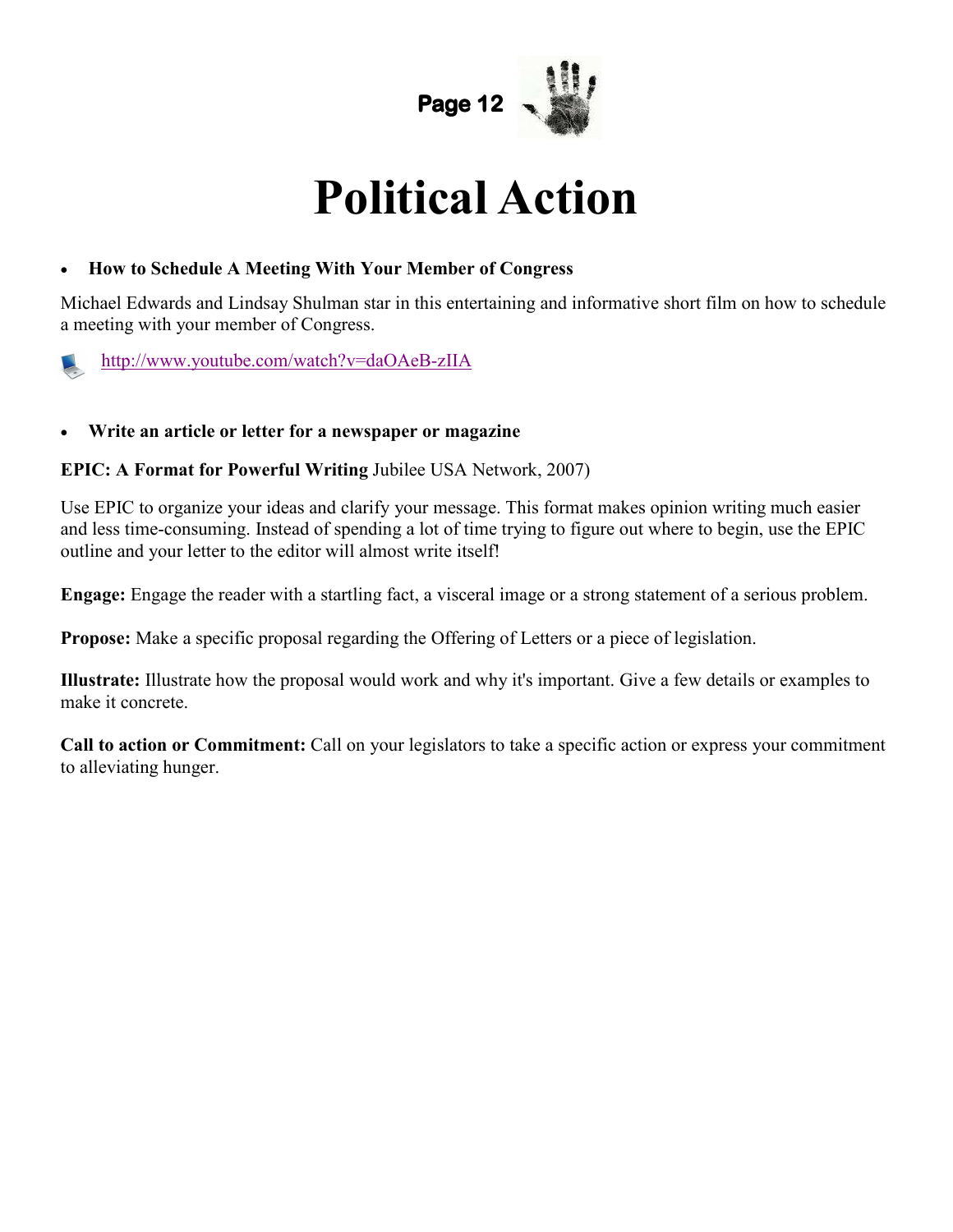# Political Action

- **How to Schedule A Meeting With Your Member of Congress**

Michael Edwards and Lindsay Shulman star in this entertaining and informative short film on how to schedule a meeting with your member of Congress.

http://www.youtube.com/watch?v=daOAeB-zIIA

- **Write an article or letter for a newspaper or magazine**

**EPIC: A Format for Powerful Writing** Jubilee USA Network, 2007)

Use EPIC to organize your ideas and clarify your message. This format makes opinion writing much easier and less time-consuming. Instead of spending a lot of time trying to figure out where to begin, use the EPIC outline and your letter to the editor will almost write itself!

**Engage:** Engage the reader with a startling fact, a visceral image or a strong statement of a serious problem.

**Propose:** Make a specific proposal regarding the Offering of Letters or a piece of legislation.

**Illustrate:** Illustrate how the proposal would work and why it's important. Give a few details or examples to make it concrete.

**Call to action or Commitment:** Call on your legislators to take a specific action or express your commitment to alleviating hunger.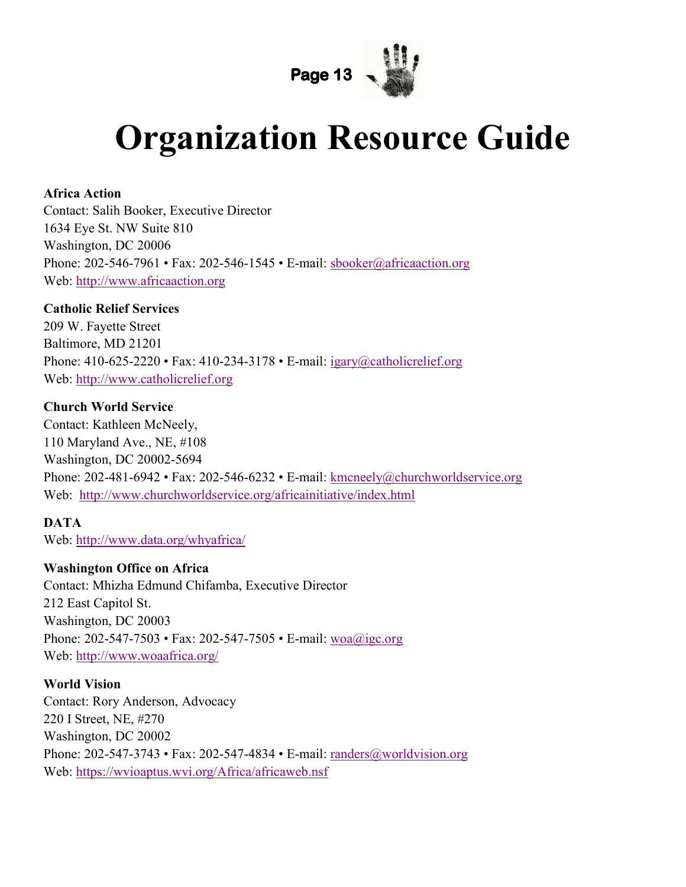# Organization Resource Guide

**Africa Action**
Contact: Salih Booker, Executive Director
1634 Eye St. NW Suite 810
Washington, DC 20006
Phone: 202-546-7961 • Fax: 202-546-1545 • E-mail: sbooker@africaaction.org
Web: http://www.africaaction.org

**Catholic Relief Services**
209 W. Fayette Street
Baltimore, MD 21201
Phone: 410-625-2220 • Fax: 410-234-3178 • E-mail: igary@catholicrelief.org
Web: http://www.catholicrelief.org

**Church World Service**
Contact: Kathleen McNeely,
110 Maryland Ave., NE, #108
Washington, DC 20002-5694
Phone: 202-481-6942 • Fax: 202-546-6232 • E-mail: kmcneely@churchworldservice.org
Web: http://www.churchworldservice.org/africainitiative/index.html

**DATA**
Web: http://www.data.org/whyafrica/

**Washington Office on Africa**
Contact: Mhizha Edmund Chifamba, Executive Director
212 East Capitol St.
Washington, DC 20003
Phone: 202-547-7503 • Fax: 202-547-7505 • E-mail: woa@igc.org
Web: http://www.woaafrica.org/

**World Vision**
Contact: Rory Anderson, Advocacy
220 I Street, NE, #270
Washington, DC 20002
Phone: 202-547-3743 • Fax: 202-547-4834 • E-mail: randers@worldvision.org
Web: https://wvioaptus.wvi.org/Africa/africaweb.nsf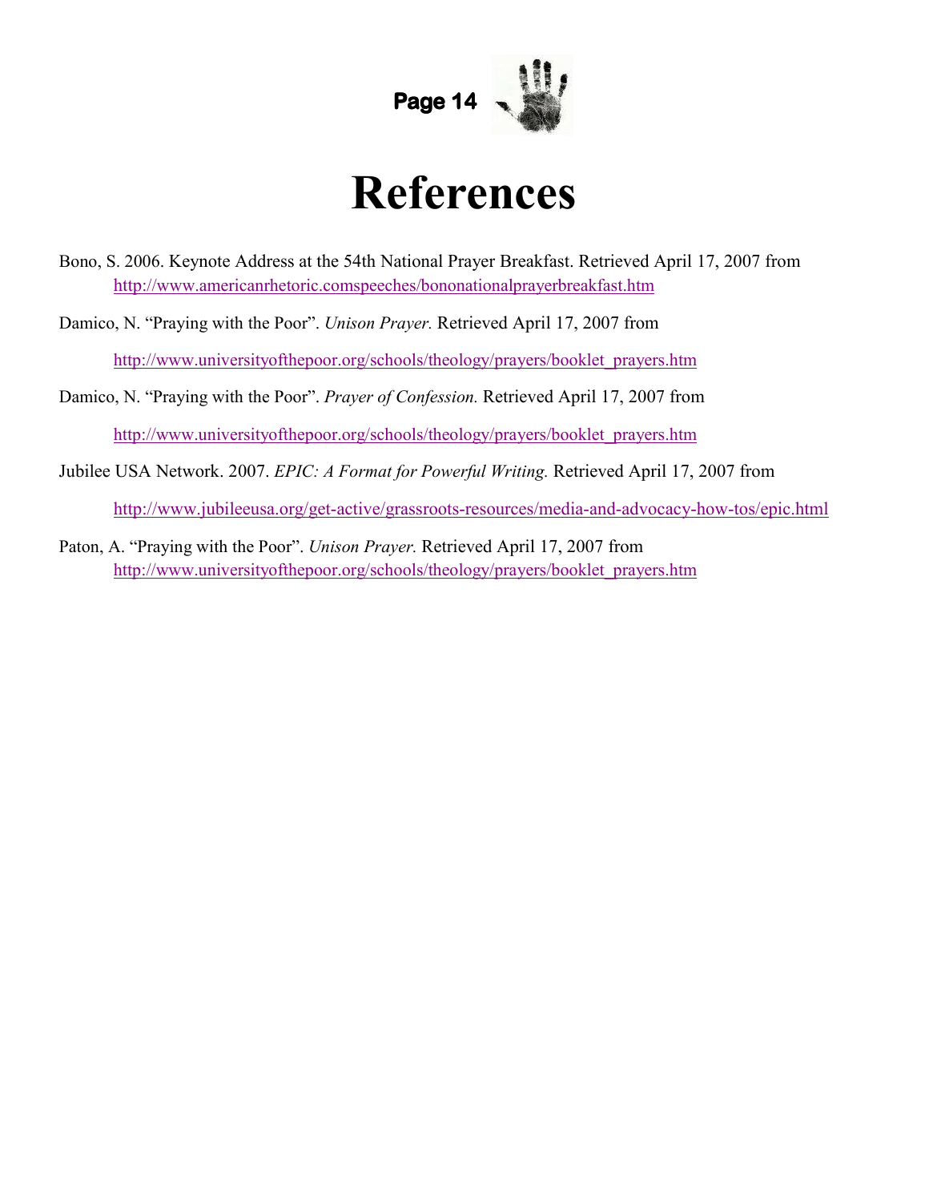# References

Bono, S. 2006. Keynote Address at the 54th National Prayer Breakfast. Retrieved April 17, 2007 from http://www.americanrhetoric.comspeeches/bononationalprayerbreakfast.htm

Damico, N. "Praying with the Poor". *Unison Prayer.* Retrieved April 17, 2007 from http://www.universityofthepoor.org/schools/theology/prayers/booklet_prayers.htm

Damico, N. "Praying with the Poor". *Prayer of Confession.* Retrieved April 17, 2007 from http://www.universityofthepoor.org/schools/theology/prayers/booklet_prayers.htm

Jubilee USA Network. 2007. *EPIC: A Format for Powerful Writing.* Retrieved April 17, 2007 from http://www.jubileeusa.org/get-active/grassroots-resources/media-and-advocacy-how-tos/epic.html

Paton, A. "Praying with the Poor". *Unison Prayer.* Retrieved April 17, 2007 from http://www.universityofthepoor.org/schools/theology/prayers/booklet_prayers.htm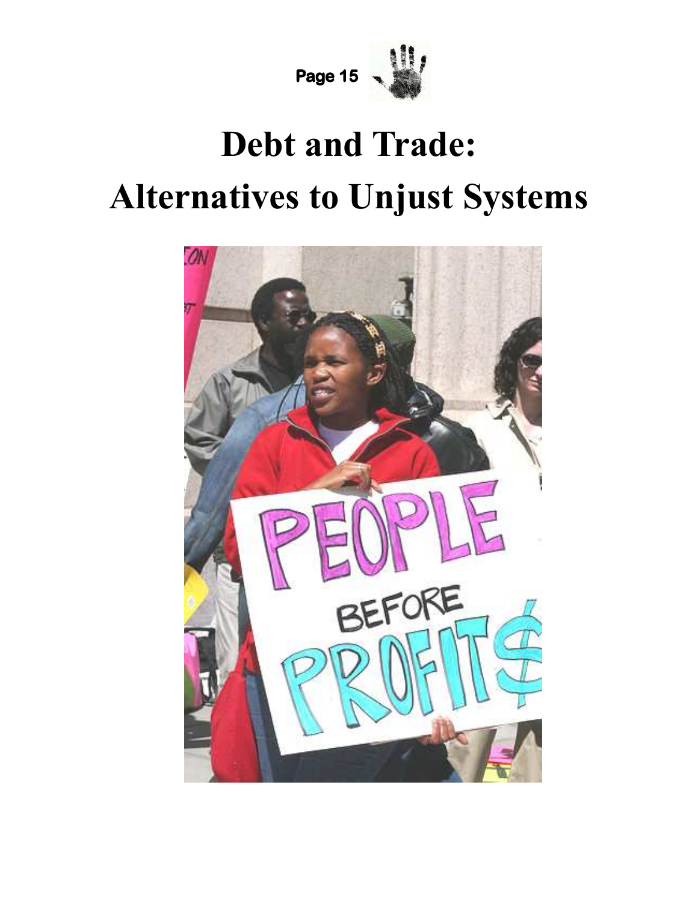# Debt and Trade:

# Alternatives to Unjust Systems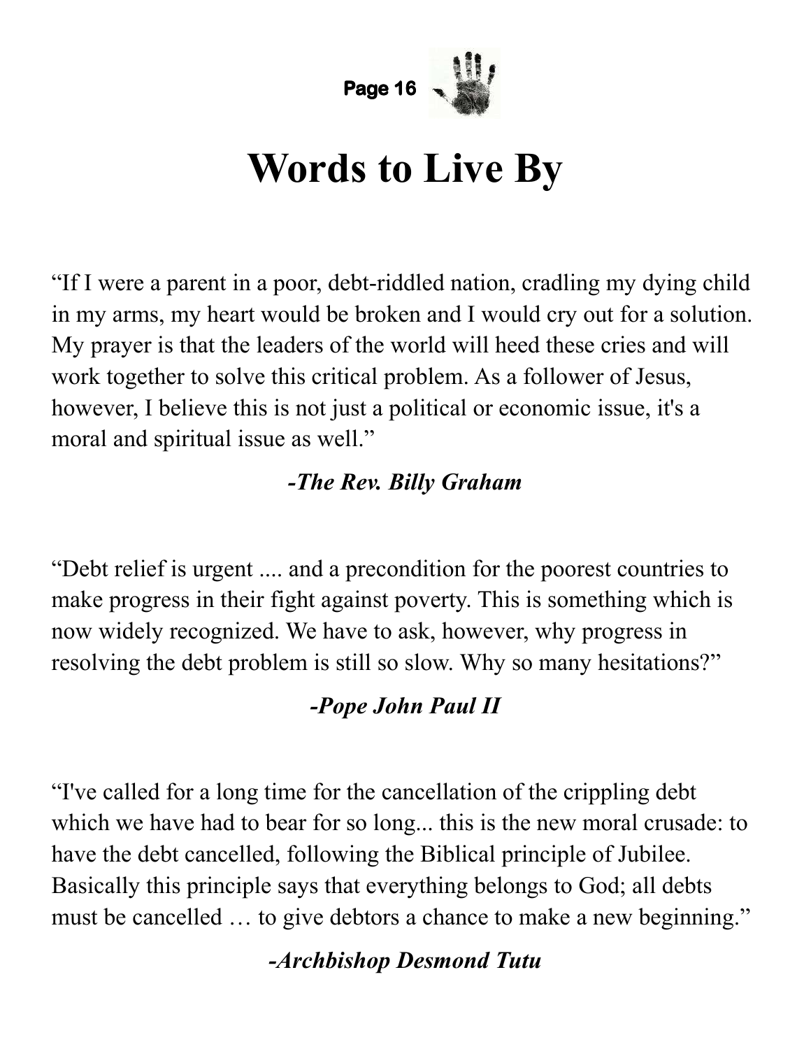# Words to Live By

"If I were a parent in a poor, debt-riddled nation, cradling my dying child in my arms, my heart would be broken and I would cry out for a solution. My prayer is that the leaders of the world will heed these cries and will work together to solve this critical problem. As a follower of Jesus, however, I believe this is not just a political or economic issue, it's a moral and spiritual issue as well."

***-The Rev. Billy Graham***

"Debt relief is urgent .... and a precondition for the poorest countries to make progress in their fight against poverty. This is something which is now widely recognized. We have to ask, however, why progress in resolving the debt problem is still so slow. Why so many hesitations?"

***-Pope John Paul II***

"I've called for a long time for the cancellation of the crippling debt which we have had to bear for so long... this is the new moral crusade: to have the debt cancelled, following the Biblical principle of Jubilee. Basically this principle says that everything belongs to God; all debts must be cancelled … to give debtors a chance to make a new beginning."

***-Archbishop Desmond Tutu***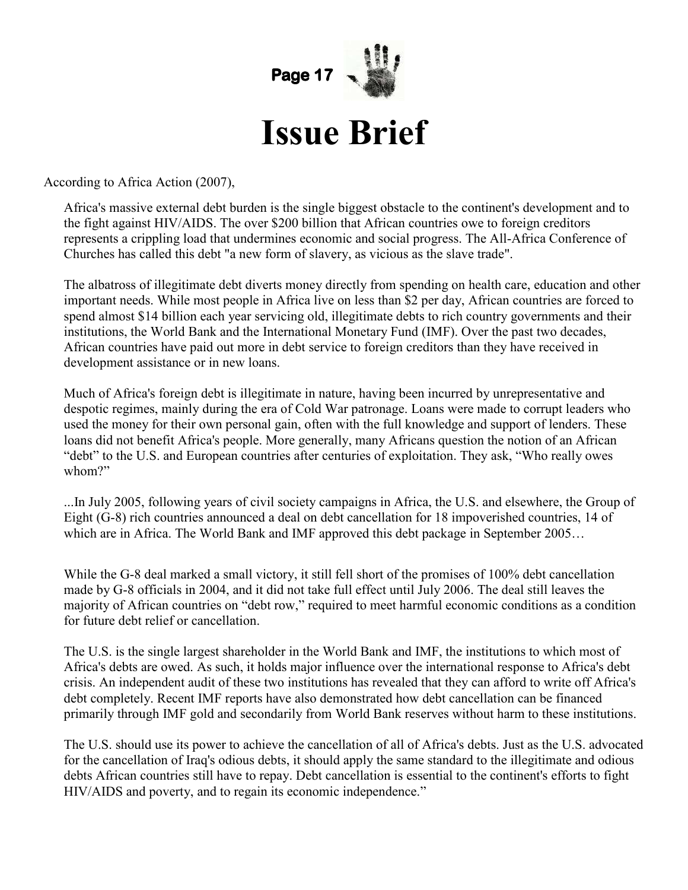# Issue Brief

According to Africa Action (2007),

> Africa's massive external debt burden is the single biggest obstacle to the continent's development and to the fight against HIV/AIDS. The over $200 billion that African countries owe to foreign creditors represents a crippling load that undermines economic and social progress. The All-Africa Conference of Churches has called this debt "a new form of slavery, as vicious as the slave trade".
>
> The albatross of illegitimate debt diverts money directly from spending on health care, education and other important needs. While most people in Africa live on less than $2 per day, African countries are forced to spend almost $14 billion each year servicing old, illegitimate debts to rich country governments and their institutions, the World Bank and the International Monetary Fund (IMF). Over the past two decades, African countries have paid out more in debt service to foreign creditors than they have received in development assistance or in new loans.
>
> Much of Africa's foreign debt is illegitimate in nature, having been incurred by unrepresentative and despotic regimes, mainly during the era of Cold War patronage. Loans were made to corrupt leaders who used the money for their own personal gain, often with the full knowledge and support of lenders. These loans did not benefit Africa's people. More generally, many Africans question the notion of an African "debt" to the U.S. and European countries after centuries of exploitation. They ask, "Who really owes whom?"
>
> ...In July 2005, following years of civil society campaigns in Africa, the U.S. and elsewhere, the Group of Eight (G-8) rich countries announced a deal on debt cancellation for 18 impoverished countries, 14 of which are in Africa. The World Bank and IMF approved this debt package in September 2005…
>
> While the G-8 deal marked a small victory, it still fell short of the promises of 100% debt cancellation made by G-8 officials in 2004, and it did not take full effect until July 2006. The deal still leaves the majority of African countries on "debt row," required to meet harmful economic conditions as a condition for future debt relief or cancellation.
>
> The U.S. is the single largest shareholder in the World Bank and IMF, the institutions to which most of Africa's debts are owed. As such, it holds major influence over the international response to Africa's debt crisis. An independent audit of these two institutions has revealed that they can afford to write off Africa's debt completely. Recent IMF reports have also demonstrated how debt cancellation can be financed primarily through IMF gold and secondarily from World Bank reserves without harm to these institutions.
>
> The U.S. should use its power to achieve the cancellation of all of Africa's debts. Just as the U.S. advocated for the cancellation of Iraq's odious debts, it should apply the same standard to the illegitimate and odious debts African countries still have to repay. Debt cancellation is essential to the continent's efforts to fight HIV/AIDS and poverty, and to regain its economic independence."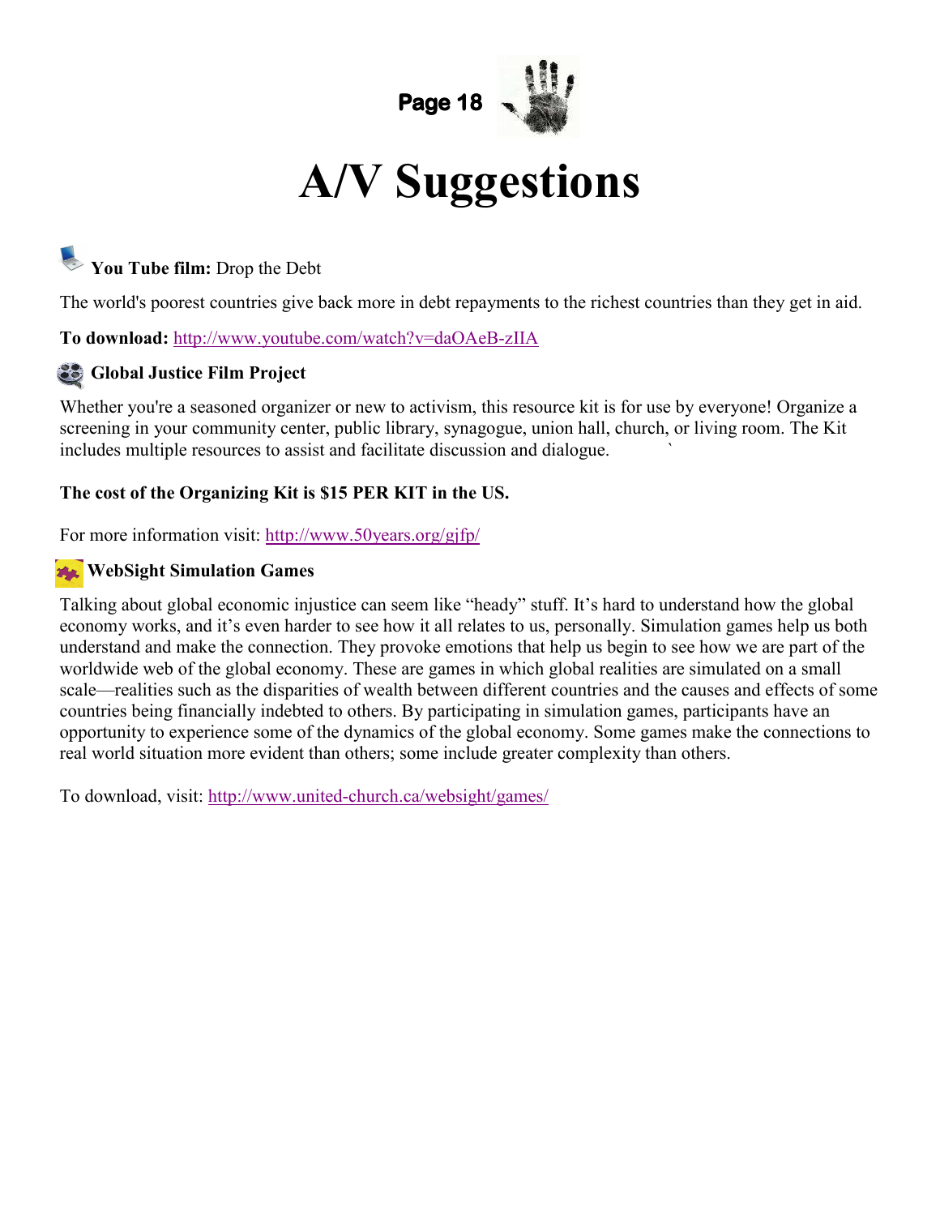# A/V Suggestions

**You Tube film:** Drop the Debt

The world's poorest countries give back more in debt repayments to the richest countries than they get in aid.

**To download:** http://www.youtube.com/watch?v=daOAeB-zIIA

**Global Justice Film Project**

Whether you're a seasoned organizer or new to activism, this resource kit is for use by everyone! Organize a screening in your community center, public library, synagogue, union hall, church, or living room. The Kit includes multiple resources to assist and facilitate discussion and dialogue.

**The cost of the Organizing Kit is $15 PER KIT in the US.**

For more information visit: http://www.50years.org/gjfp/

**WebSight Simulation Games**

Talking about global economic injustice can seem like "heady" stuff. It's hard to understand how the global economy works, and it's even harder to see how it all relates to us, personally. Simulation games help us both understand and make the connection. They provoke emotions that help us begin to see how we are part of the worldwide web of the global economy. These are games in which global realities are simulated on a small scale—realities such as the disparities of wealth between different countries and the causes and effects of some countries being financially indebted to others. By participating in simulation games, participants have an opportunity to experience some of the dynamics of the global economy. Some games make the connections to real world situation more evident than others; some include greater complexity than others.

To download, visit: http://www.united-church.ca/websight/games/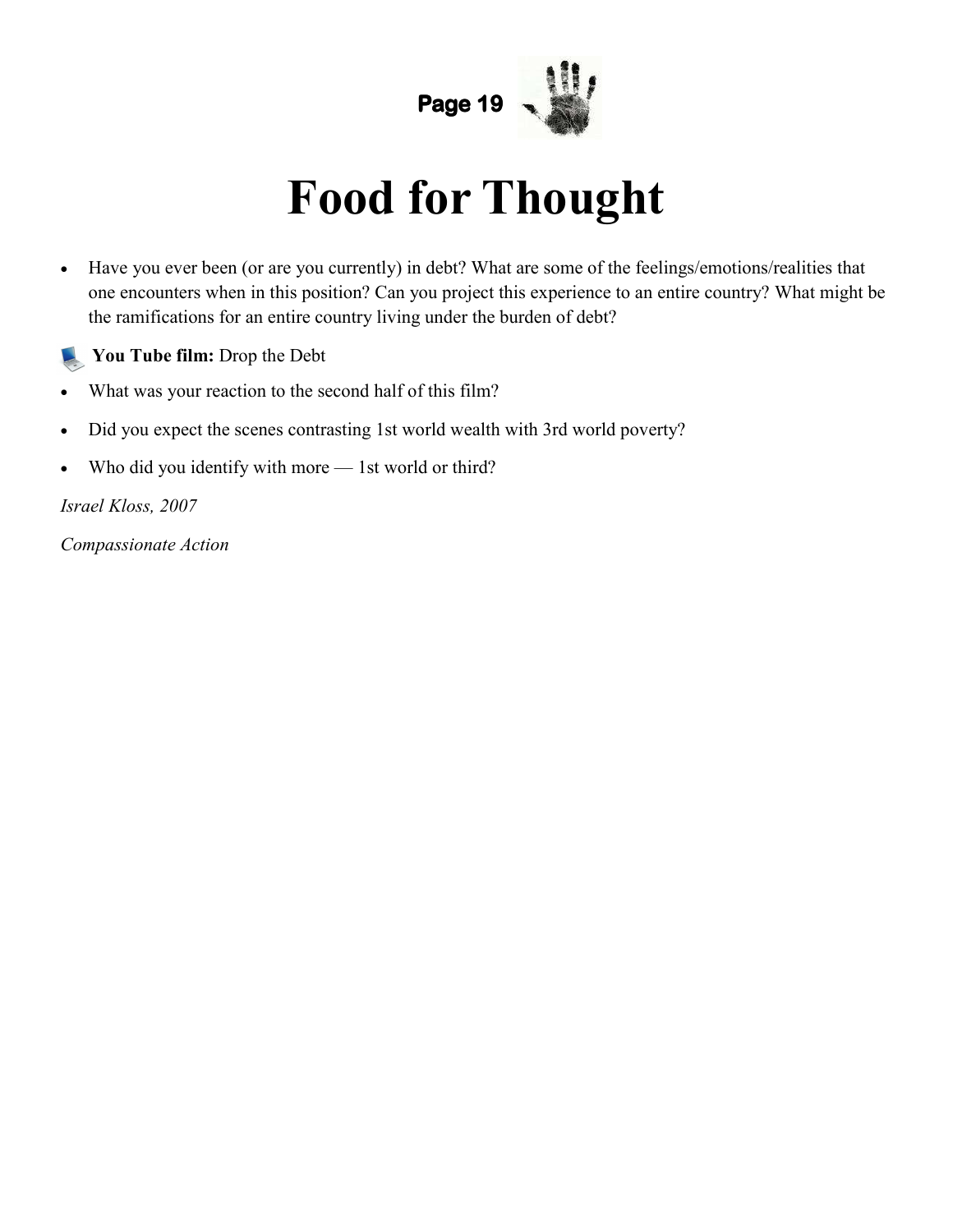# Food for Thought

- Have you ever been (or are you currently) in debt? What are some of the feelings/emotions/realities that one encounters when in this position? Can you project this experience to an entire country? What might be the ramifications for an entire country living under the burden of debt?

**You Tube film:** Drop the Debt

- What was your reaction to the second half of this film?
- Did you expect the scenes contrasting 1st world wealth with 3rd world poverty?
- Who did you identify with more — 1st world or third?

*Israel Kloss, 2007*

*Compassionate Action*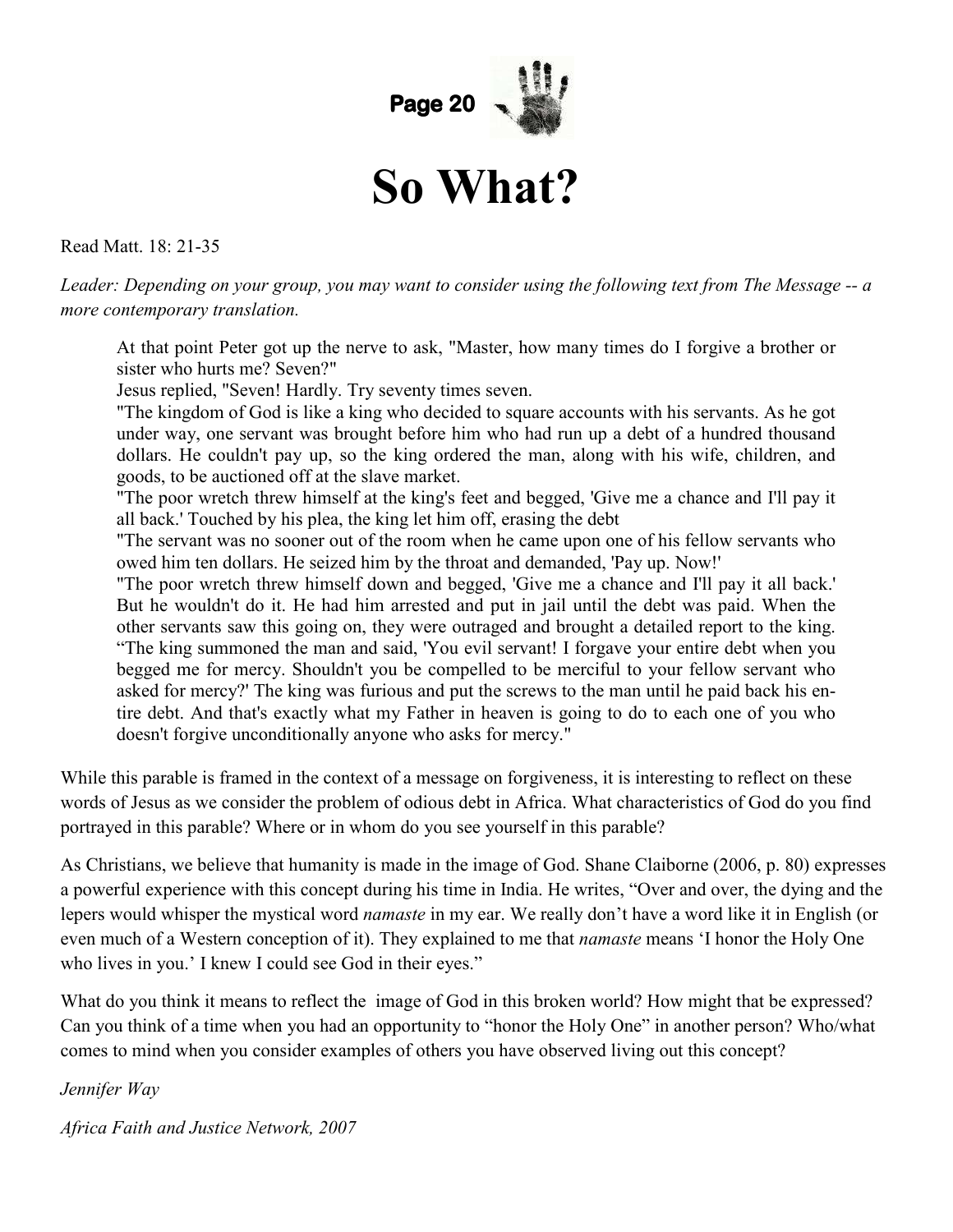# So What?

Read Matt. 18: 21-35

*Leader: Depending on your group, you may want to consider using the following text from The Message -- a more contemporary translation.*

> At that point Peter got up the nerve to ask, "Master, how many times do I forgive a brother or sister who hurts me? Seven?"
> Jesus replied, "Seven! Hardly. Try seventy times seven.
> "The kingdom of God is like a king who decided to square accounts with his servants. As he got under way, one servant was brought before him who had run up a debt of a hundred thousand dollars. He couldn't pay up, so the king ordered the man, along with his wife, children, and goods, to be auctioned off at the slave market.
> "The poor wretch threw himself at the king's feet and begged, 'Give me a chance and I'll pay it all back.' Touched by his plea, the king let him off, erasing the debt
> "The servant was no sooner out of the room when he came upon one of his fellow servants who owed him ten dollars. He seized him by the throat and demanded, 'Pay up. Now!'
> "The poor wretch threw himself down and begged, 'Give me a chance and I'll pay it all back.' But he wouldn't do it. He had him arrested and put in jail until the debt was paid. When the other servants saw this going on, they were outraged and brought a detailed report to the king.
> "The king summoned the man and said, 'You evil servant! I forgave your entire debt when you begged me for mercy. Shouldn't you be compelled to be merciful to your fellow servant who asked for mercy?' The king was furious and put the screws to the man until he paid back his entire debt. And that's exactly what my Father in heaven is going to do to each one of you who doesn't forgive unconditionally anyone who asks for mercy."

While this parable is framed in the context of a message on forgiveness, it is interesting to reflect on these words of Jesus as we consider the problem of odious debt in Africa. What characteristics of God do you find portrayed in this parable? Where or in whom do you see yourself in this parable?

As Christians, we believe that humanity is made in the image of God. Shane Claiborne (2006, p. 80) expresses a powerful experience with this concept during his time in India. He writes, "Over and over, the dying and the lepers would whisper the mystical word *namaste* in my ear. We really don't have a word like it in English (or even much of a Western conception of it). They explained to me that *namaste* means 'I honor the Holy One who lives in you.' I knew I could see God in their eyes."

What do you think it means to reflect the image of God in this broken world? How might that be expressed? Can you think of a time when you had an opportunity to "honor the Holy One" in another person? Who/what comes to mind when you consider examples of others you have observed living out this concept?

*Jennifer Way*

*Africa Faith and Justice Network, 2007*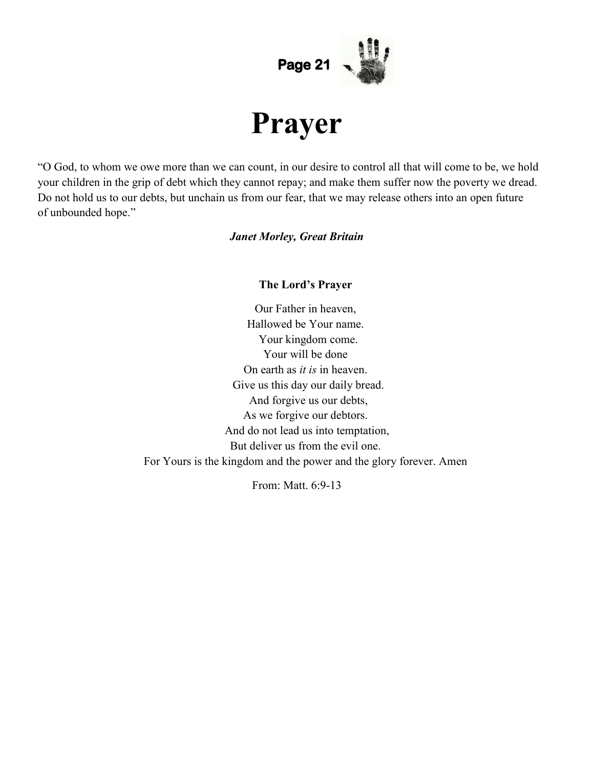# Prayer

"O God, to whom we owe more than we can count, in our desire to control all that will come to be, we hold your children in the grip of debt which they cannot repay; and make them suffer now the poverty we dread. Do not hold us to our debts, but unchain us from our fear, that we may release others into an open future of unbounded hope."

***Janet Morley, Great Britain***

**The Lord's Prayer**

Our Father in heaven,
Hallowed be Your name.
Your kingdom come.
Your will be done
On earth as *it is* in heaven.
Give us this day our daily bread.
And forgive us our debts,
As we forgive our debtors.
And do not lead us into temptation,
But deliver us from the evil one.
For Yours is the kingdom and the power and the glory forever. Amen

From: Matt. 6:9-13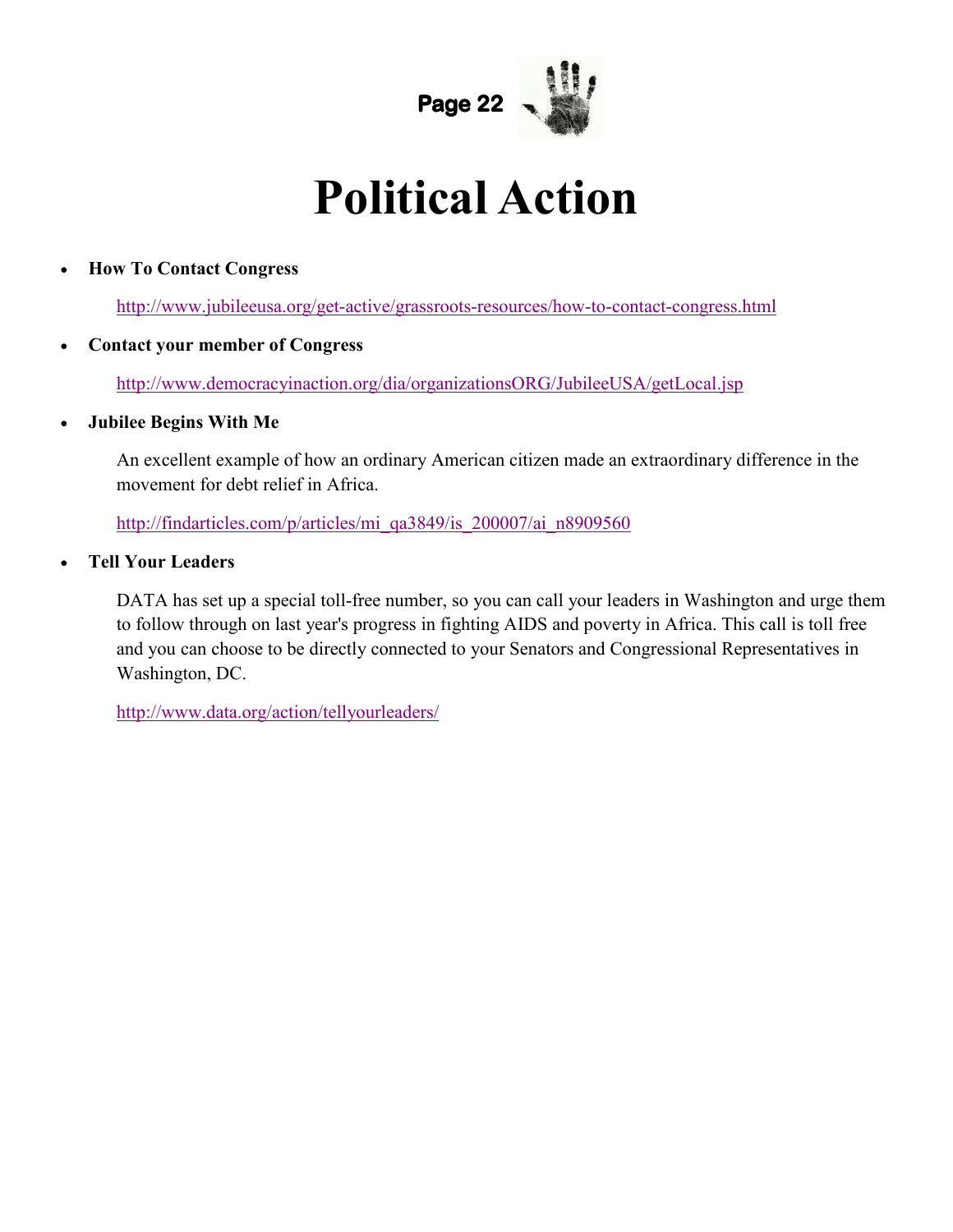# Political Action

- **How To Contact Congress**

  http://www.jubileeusa.org/get-active/grassroots-resources/how-to-contact-congress.html

- **Contact your member of Congress**

  http://www.democracyinaction.org/dia/organizationsORG/JubileeUSA/getLocal.jsp

- **Jubilee Begins With Me**

  An excellent example of how an ordinary American citizen made an extraordinary difference in the movement for debt relief in Africa.

  http://findarticles.com/p/articles/mi_qa3849/is_200007/ai_n8909560

- **Tell Your Leaders**

  DATA has set up a special toll-free number, so you can call your leaders in Washington and urge them to follow through on last year's progress in fighting AIDS and poverty in Africa. This call is toll free and you can choose to be directly connected to your Senators and Congressional Representatives in Washington, DC.

  http://www.data.org/action/tellyourleaders/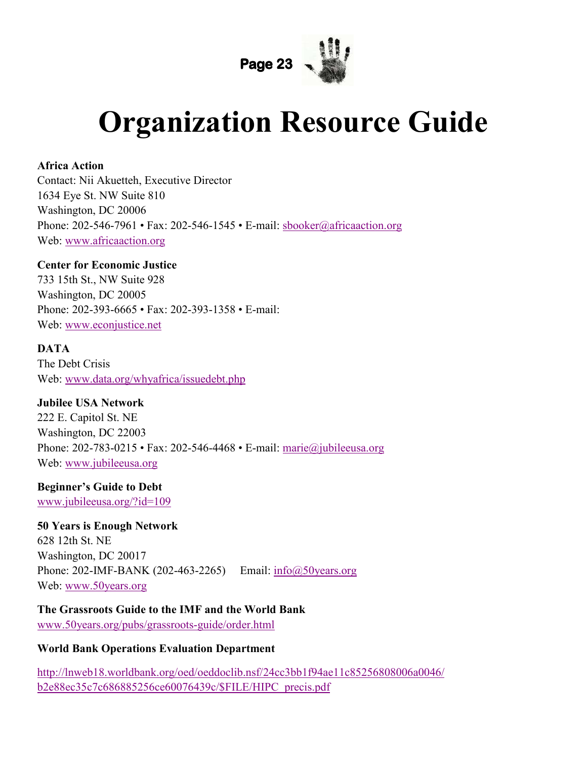# Organization Resource Guide

**Africa Action**
Contact: Nii Akuetteh, Executive Director
1634 Eye St. NW Suite 810
Washington, DC 20006
Phone: 202-546-7961 • Fax: 202-546-1545 • E-mail: sbooker@africaaction.org
Web: www.africaaction.org

**Center for Economic Justice**
733 15th St., NW Suite 928
Washington, DC 20005
Phone: 202-393-6665 • Fax: 202-393-1358 • E-mail:
Web: www.econjustice.net

**DATA**
The Debt Crisis
Web: www.data.org/whyafrica/issuedebt.php

**Jubilee USA Network**
222 E. Capitol St. NE
Washington, DC 22003
Phone: 202-783-0215 • Fax: 202-546-4468 • E-mail: marie@jubileeusa.org
Web: www.jubileeusa.org

**Beginner's Guide to Debt**
www.jubileeusa.org/?id=109

**50 Years is Enough Network**
628 12th St. NE
Washington, DC 20017
Phone: 202-IMF-BANK (202-463-2265) Email: info@50years.org
Web: www.50years.org

**The Grassroots Guide to the IMF and the World Bank**
www.50years.org/pubs/grassroots-guide/order.html

**World Bank Operations Evaluation Department**

http://lnweb18.worldbank.org/oed/oeddoclib.nsf/24cc3bb1f94ae11c85256808006a0046/b2e88ec35c7c686885256ce60076439c/$FILE/HIPC_precis.pdf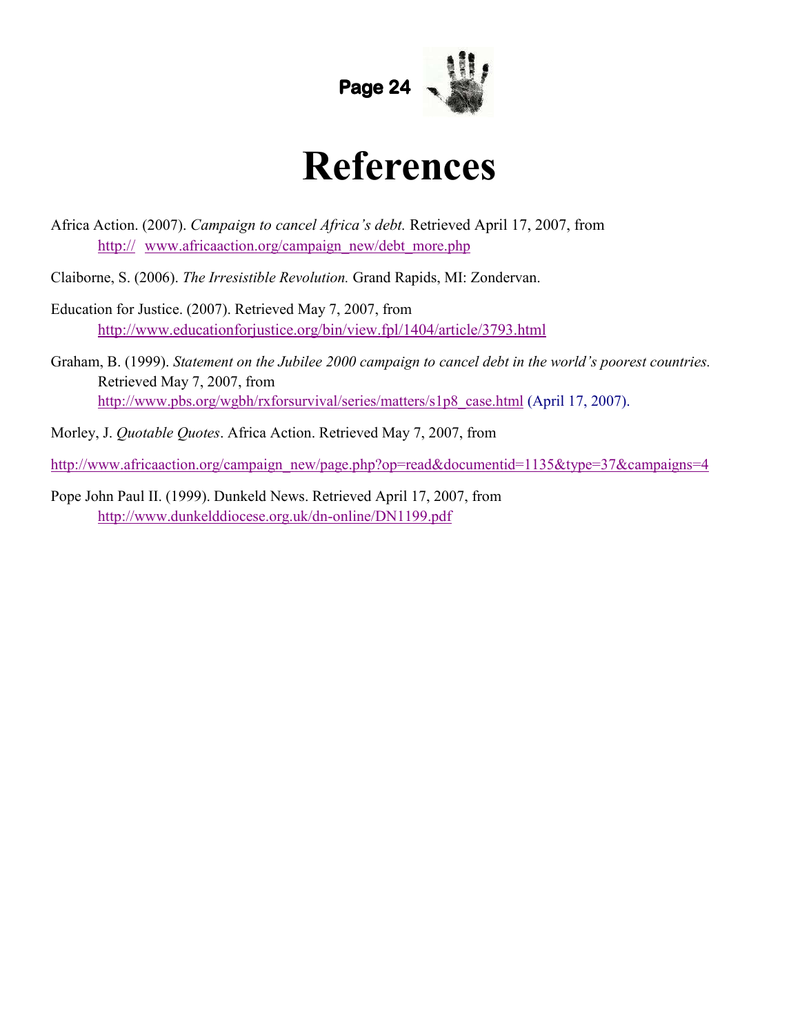# References

Africa Action. (2007). *Campaign to cancel Africa's debt.* Retrieved April 17, 2007, from http:// www.africaaction.org/campaign_new/debt_more.php

Claiborne, S. (2006). *The Irresistible Revolution.* Grand Rapids, MI: Zondervan.

Education for Justice. (2007). Retrieved May 7, 2007, from http://www.educationforjustice.org/bin/view.fpl/1404/article/3793.html

Graham, B. (1999). *Statement on the Jubilee 2000 campaign to cancel debt in the world's poorest countries.* Retrieved May 7, 2007, from http://www.pbs.org/wgbh/rxforsurvival/series/matters/s1p8_case.html (April 17, 2007).

Morley, J. *Quotable Quotes*. Africa Action. Retrieved May 7, 2007, from

http://www.africaaction.org/campaign_new/page.php?op=read&documentid=1135&type=37&campaigns=4

Pope John Paul II. (1999). Dunkeld News. Retrieved April 17, 2007, from http://www.dunkelddiocese.org.uk/dn-online/DN1199.pdf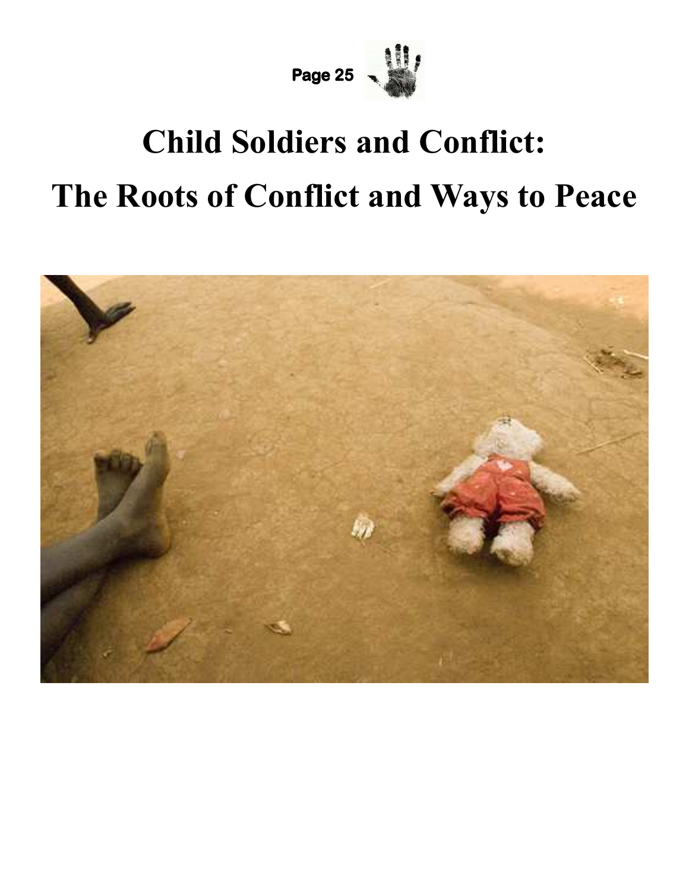# Child Soldiers and Conflict:

# The Roots of Conflict and Ways to Peace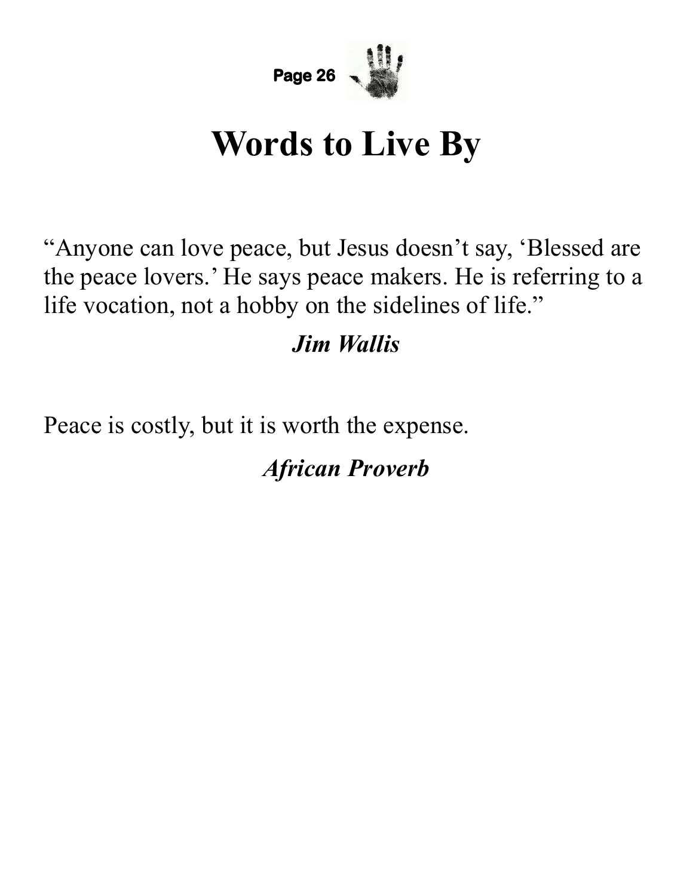# Words to Live By

"Anyone can love peace, but Jesus doesn't say, 'Blessed are the peace lovers.' He says peace makers. He is referring to a life vocation, not a hobby on the sidelines of life."

***Jim Wallis***

Peace is costly, but it is worth the expense.

***African Proverb***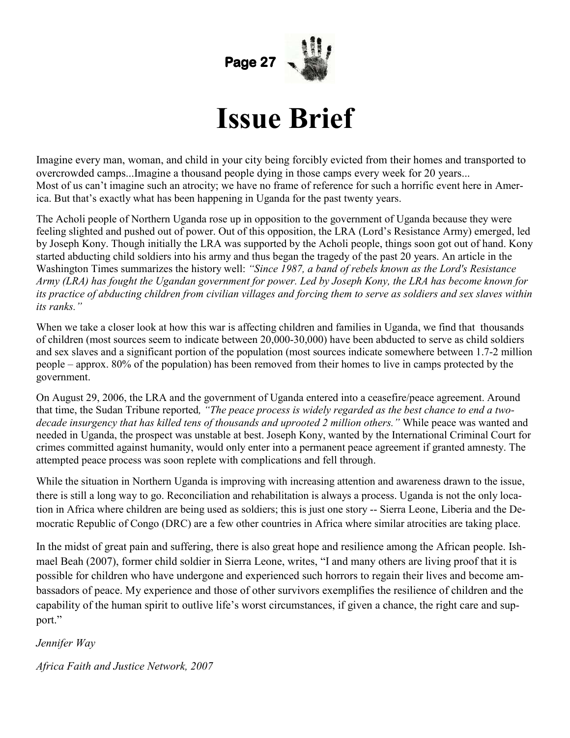# Issue Brief

Imagine every man, woman, and child in your city being forcibly evicted from their homes and transported to overcrowded camps...Imagine a thousand people dying in those camps every week for 20 years... Most of us can't imagine such an atrocity; we have no frame of reference for such a horrific event here in America. But that's exactly what has been happening in Uganda for the past twenty years.

The Acholi people of Northern Uganda rose up in opposition to the government of Uganda because they were feeling slighted and pushed out of power. Out of this opposition, the LRA (Lord's Resistance Army) emerged, led by Joseph Kony. Though initially the LRA was supported by the Acholi people, things soon got out of hand. Kony started abducting child soldiers into his army and thus began the tragedy of the past 20 years. An article in the Washington Times summarizes the history well: *"Since 1987, a band of rebels known as the Lord's Resistance Army (LRA) has fought the Ugandan government for power. Led by Joseph Kony, the LRA has become known for its practice of abducting children from civilian villages and forcing them to serve as soldiers and sex slaves within its ranks."*

When we take a closer look at how this war is affecting children and families in Uganda, we find that thousands of children (most sources seem to indicate between 20,000-30,000) have been abducted to serve as child soldiers and sex slaves and a significant portion of the population (most sources indicate somewhere between 1.7-2 million people – approx. 80% of the population) has been removed from their homes to live in camps protected by the government.

On August 29, 2006, the LRA and the government of Uganda entered into a ceasefire/peace agreement. Around that time, the Sudan Tribune reported*, "The peace process is widely regarded as the best chance to end a two-decade insurgency that has killed tens of thousands and uprooted 2 million others."* While peace was wanted and needed in Uganda, the prospect was unstable at best. Joseph Kony, wanted by the International Criminal Court for crimes committed against humanity, would only enter into a permanent peace agreement if granted amnesty. The attempted peace process was soon replete with complications and fell through.

While the situation in Northern Uganda is improving with increasing attention and awareness drawn to the issue, there is still a long way to go. Reconciliation and rehabilitation is always a process. Uganda is not the only location in Africa where children are being used as soldiers; this is just one story -- Sierra Leone, Liberia and the Democratic Republic of Congo (DRC) are a few other countries in Africa where similar atrocities are taking place.

In the midst of great pain and suffering, there is also great hope and resilience among the African people. Ishmael Beah (2007), former child soldier in Sierra Leone, writes, "I and many others are living proof that it is possible for children who have undergone and experienced such horrors to regain their lives and become ambassadors of peace. My experience and those of other survivors exemplifies the resilience of children and the capability of the human spirit to outlive life's worst circumstances, if given a chance, the right care and support."

*Jennifer Way*

*Africa Faith and Justice Network, 2007*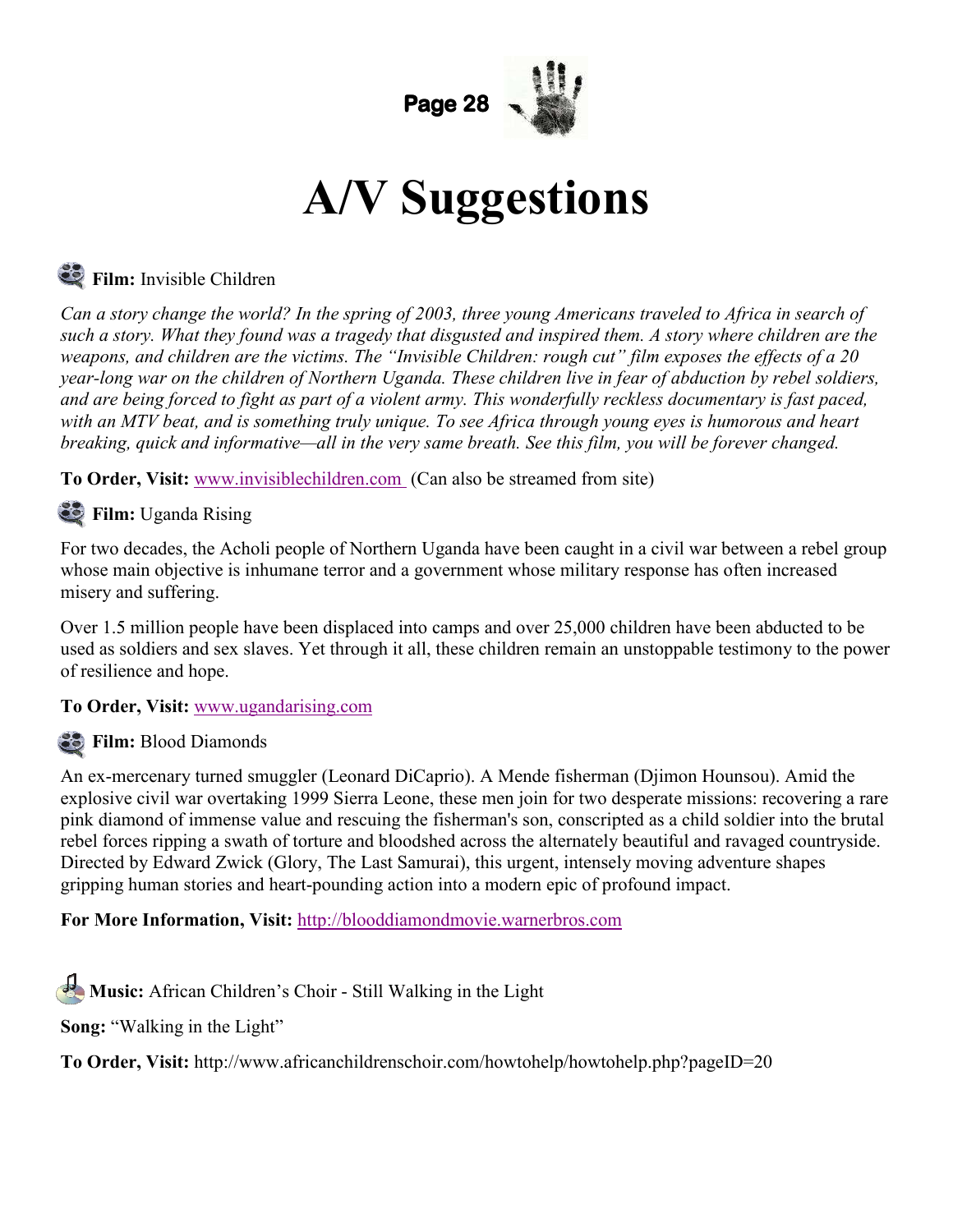# A/V Suggestions

**Film:** Invisible Children

*Can a story change the world? In the spring of 2003, three young Americans traveled to Africa in search of such a story. What they found was a tragedy that disgusted and inspired them. A story where children are the weapons, and children are the victims. The "Invisible Children: rough cut" film exposes the effects of a 20 year-long war on the children of Northern Uganda. These children live in fear of abduction by rebel soldiers, and are being forced to fight as part of a violent army. This wonderfully reckless documentary is fast paced, with an MTV beat, and is something truly unique. To see Africa through young eyes is humorous and heart breaking, quick and informative—all in the very same breath. See this film, you will be forever changed.*

**To Order, Visit:** www.invisiblechildren.com (Can also be streamed from site)

**Film:** Uganda Rising

For two decades, the Acholi people of Northern Uganda have been caught in a civil war between a rebel group whose main objective is inhumane terror and a government whose military response has often increased misery and suffering.

Over 1.5 million people have been displaced into camps and over 25,000 children have been abducted to be used as soldiers and sex slaves. Yet through it all, these children remain an unstoppable testimony to the power of resilience and hope.

**To Order, Visit:** www.ugandarising.com

**Film:** Blood Diamonds

An ex-mercenary turned smuggler (Leonard DiCaprio). A Mende fisherman (Djimon Hounsou). Amid the explosive civil war overtaking 1999 Sierra Leone, these men join for two desperate missions: recovering a rare pink diamond of immense value and rescuing the fisherman's son, conscripted as a child soldier into the brutal rebel forces ripping a swath of torture and bloodshed across the alternately beautiful and ravaged countryside. Directed by Edward Zwick (Glory, The Last Samurai), this urgent, intensely moving adventure shapes gripping human stories and heart-pounding action into a modern epic of profound impact.

**For More Information, Visit:** http://blooddiamondmovie.warnerbros.com

**Music:** African Children's Choir - Still Walking in the Light

**Song:** "Walking in the Light"

**To Order, Visit:** http://www.africanchildrenschoir.com/howtohelp/howtohelp.php?pageID=20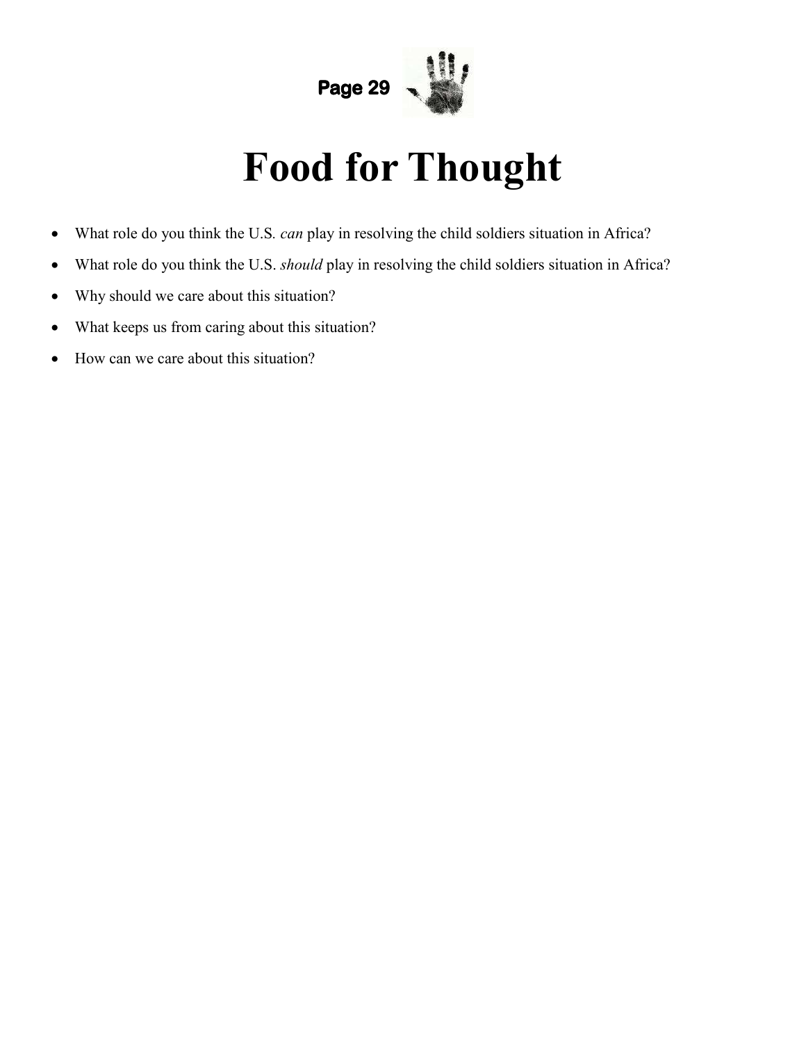# Food for Thought

- What role do you think the U.S. *can* play in resolving the child soldiers situation in Africa?
- What role do you think the U.S. *should* play in resolving the child soldiers situation in Africa?
- Why should we care about this situation?
- What keeps us from caring about this situation?
- How can we care about this situation?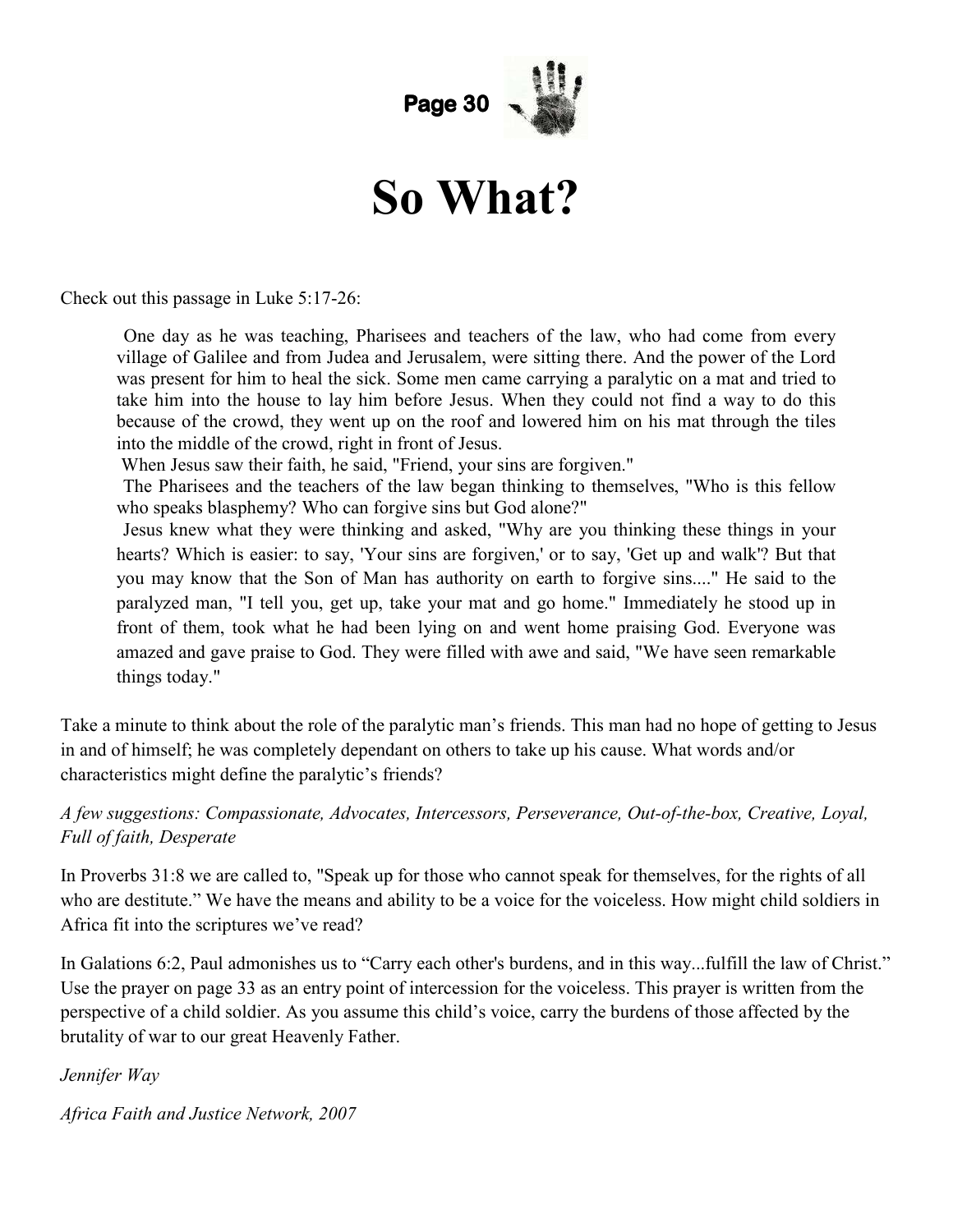# So What?

Check out this passage in Luke 5:17-26:

> One day as he was teaching, Pharisees and teachers of the law, who had come from every village of Galilee and from Judea and Jerusalem, were sitting there. And the power of the Lord was present for him to heal the sick. Some men came carrying a paralytic on a mat and tried to take him into the house to lay him before Jesus. When they could not find a way to do this because of the crowd, they went up on the roof and lowered him on his mat through the tiles into the middle of the crowd, right in front of Jesus.
>
> When Jesus saw their faith, he said, "Friend, your sins are forgiven."
>
> The Pharisees and the teachers of the law began thinking to themselves, "Who is this fellow who speaks blasphemy? Who can forgive sins but God alone?"
>
> Jesus knew what they were thinking and asked, "Why are you thinking these things in your hearts? Which is easier: to say, 'Your sins are forgiven,' or to say, 'Get up and walk'? But that you may know that the Son of Man has authority on earth to forgive sins...." He said to the paralyzed man, "I tell you, get up, take your mat and go home." Immediately he stood up in front of them, took what he had been lying on and went home praising God. Everyone was amazed and gave praise to God. They were filled with awe and said, "We have seen remarkable things today."

Take a minute to think about the role of the paralytic man's friends. This man had no hope of getting to Jesus in and of himself; he was completely dependant on others to take up his cause. What words and/or characteristics might define the paralytic's friends?

*A few suggestions: Compassionate, Advocates, Intercessors, Perseverance, Out-of-the-box, Creative, Loyal, Full of faith, Desperate*

In Proverbs 31:8 we are called to, "Speak up for those who cannot speak for themselves, for the rights of all who are destitute." We have the means and ability to be a voice for the voiceless. How might child soldiers in Africa fit into the scriptures we've read?

In Galations 6:2, Paul admonishes us to "Carry each other's burdens, and in this way...fulfill the law of Christ." Use the prayer on page 33 as an entry point of intercession for the voiceless. This prayer is written from the perspective of a child soldier. As you assume this child's voice, carry the burdens of those affected by the brutality of war to our great Heavenly Father.

*Jennifer Way*

*Africa Faith and Justice Network, 2007*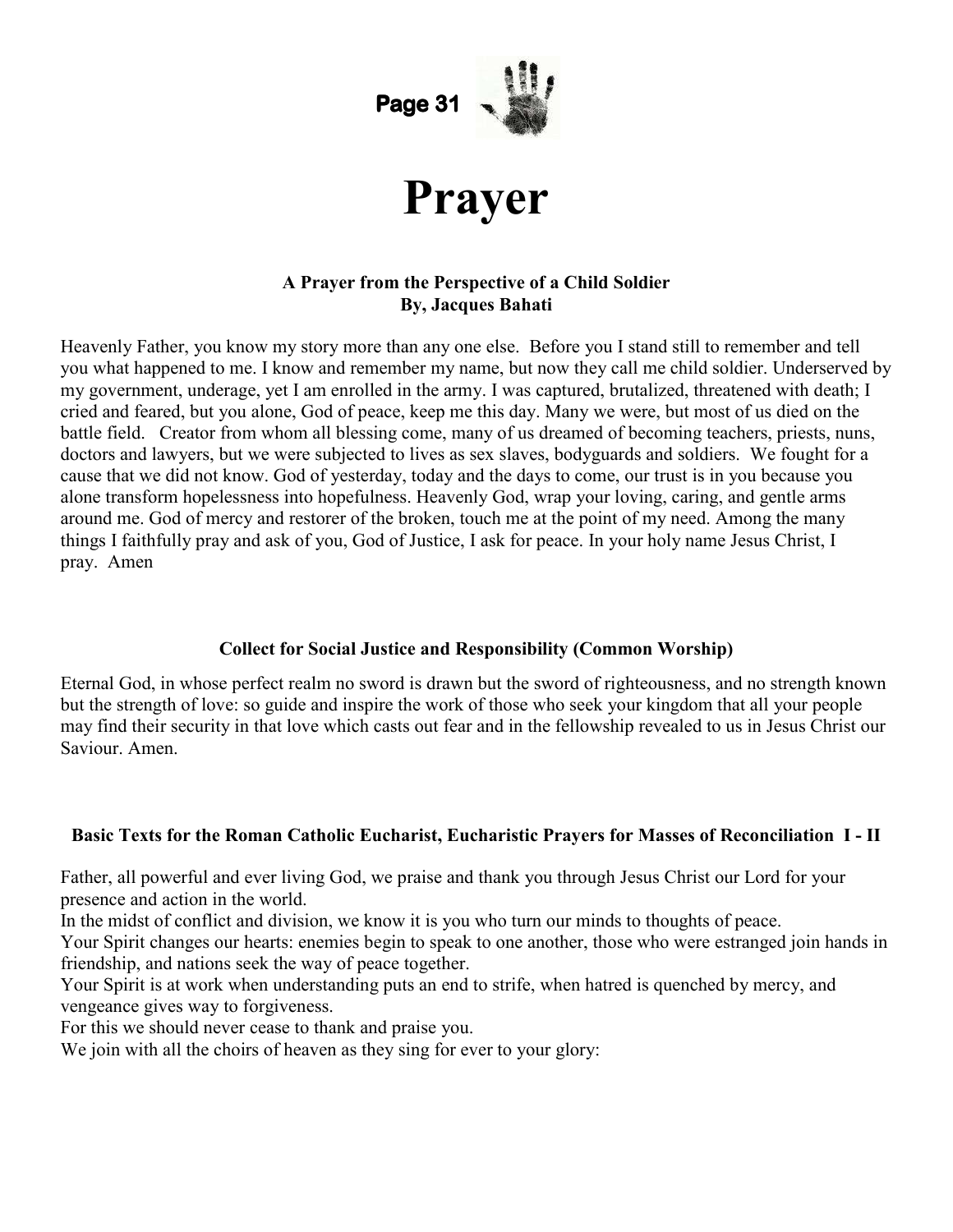# Prayer

**A Prayer from the Perspective of a Child Soldier**
**By, Jacques Bahati**

Heavenly Father, you know my story more than any one else. Before you I stand still to remember and tell you what happened to me. I know and remember my name, but now they call me child soldier. Underserved by my government, underage, yet I am enrolled in the army. I was captured, brutalized, threatened with death; I cried and feared, but you alone, God of peace, keep me this day. Many we were, but most of us died on the battle field. Creator from whom all blessing come, many of us dreamed of becoming teachers, priests, nuns, doctors and lawyers, but we were subjected to lives as sex slaves, bodyguards and soldiers. We fought for a cause that we did not know. God of yesterday, today and the days to come, our trust is in you because you alone transform hopelessness into hopefulness. Heavenly God, wrap your loving, caring, and gentle arms around me. God of mercy and restorer of the broken, touch me at the point of my need. Among the many things I faithfully pray and ask of you, God of Justice, I ask for peace. In your holy name Jesus Christ, I pray. Amen

**Collect for Social Justice and Responsibility (Common Worship)**

Eternal God, in whose perfect realm no sword is drawn but the sword of righteousness, and no strength known but the strength of love: so guide and inspire the work of those who seek your kingdom that all your people may find their security in that love which casts out fear and in the fellowship revealed to us in Jesus Christ our Saviour. Amen.

**Basic Texts for the Roman Catholic Eucharist, Eucharistic Prayers for Masses of Reconciliation I - II**

Father, all powerful and ever living God, we praise and thank you through Jesus Christ our Lord for your presence and action in the world.
In the midst of conflict and division, we know it is you who turn our minds to thoughts of peace.
Your Spirit changes our hearts: enemies begin to speak to one another, those who were estranged join hands in friendship, and nations seek the way of peace together.
Your Spirit is at work when understanding puts an end to strife, when hatred is quenched by mercy, and vengeance gives way to forgiveness.
For this we should never cease to thank and praise you.
We join with all the choirs of heaven as they sing for ever to your glory: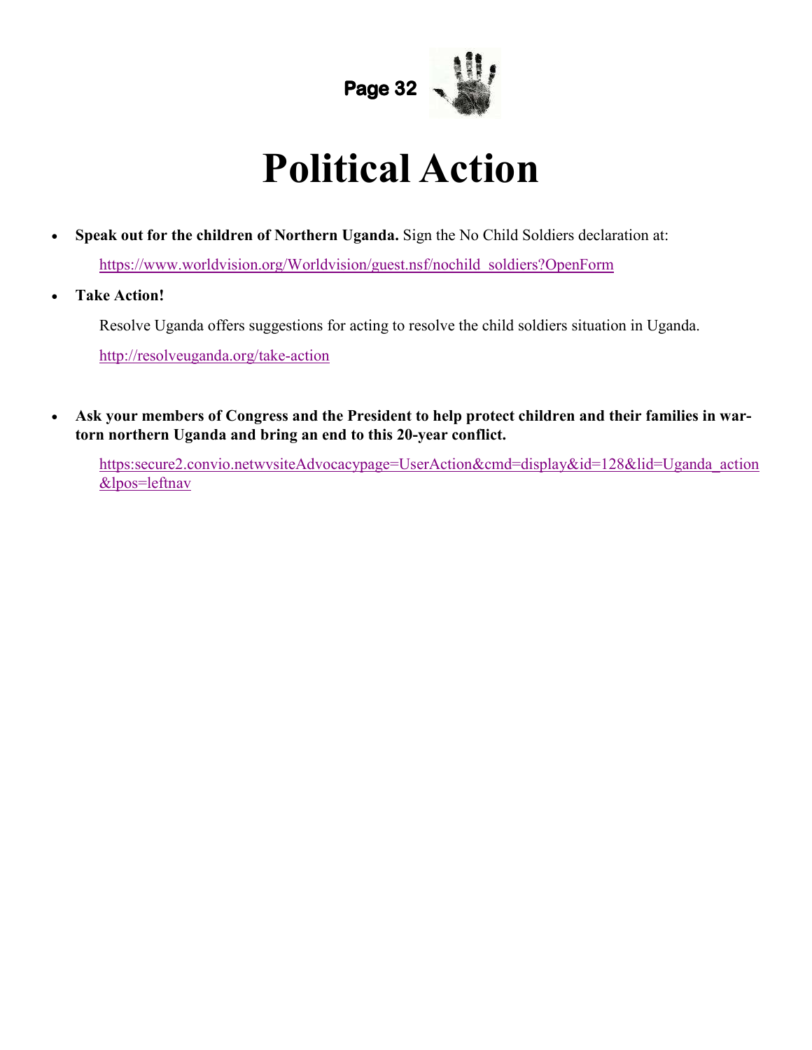# Political Action

- **Speak out for the children of Northern Uganda.** Sign the No Child Soldiers declaration at:

  https://www.worldvision.org/Worldvision/guest.nsf/nochild_soldiers?OpenForm

- **Take Action!**

  Resolve Uganda offers suggestions for acting to resolve the child soldiers situation in Uganda.

  http://resolveuganda.org/take-action

- **Ask your members of Congress and the President to help protect children and their families in war-torn northern Uganda and bring an end to this 20-year conflict.**

  https:secure2.convio.netwvsiteAdvocacypage=UserAction&cmd=display&id=128&lid=Uganda_action&lpos=leftnav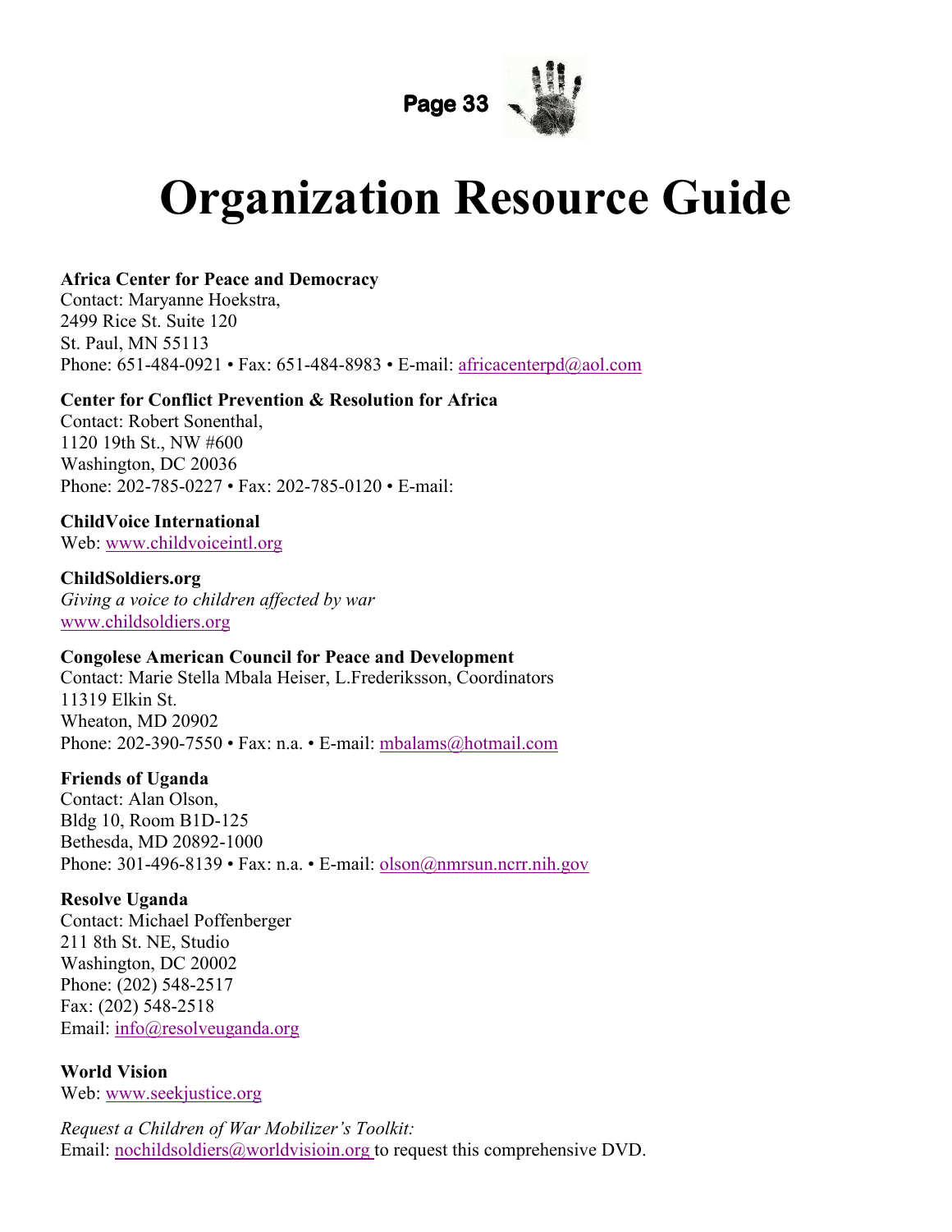# Organization Resource Guide

**Africa Center for Peace and Democracy**
Contact: Maryanne Hoekstra,
2499 Rice St. Suite 120
St. Paul, MN 55113
Phone: 651-484-0921 • Fax: 651-484-8983 • E-mail: africacenterpd@aol.com

**Center for Conflict Prevention & Resolution for Africa**
Contact: Robert Sonenthal,
1120 19th St., NW #600
Washington, DC 20036
Phone: 202-785-0227 • Fax: 202-785-0120 • E-mail:

**ChildVoice International**
Web: www.childvoiceintl.org

**ChildSoldiers.org**
*Giving a voice to children affected by war*
www.childsoldiers.org

**Congolese American Council for Peace and Development**
Contact: Marie Stella Mbala Heiser, L.Frederiksson, Coordinators
11319 Elkin St.
Wheaton, MD 20902
Phone: 202-390-7550 • Fax: n.a. • E-mail: mbalams@hotmail.com

**Friends of Uganda**
Contact: Alan Olson,
Bldg 10, Room B1D-125
Bethesda, MD 20892-1000
Phone: 301-496-8139 • Fax: n.a. • E-mail: olson@nmrsun.ncrr.nih.gov

**Resolve Uganda**
Contact: Michael Poffenberger
211 8th St. NE, Studio
Washington, DC 20002
Phone: (202) 548-2517
Fax: (202) 548-2518
Email: info@resolveuganda.org

**World Vision**
Web: www.seekjustice.org

*Request a Children of War Mobilizer's Toolkit:*
Email: nochildsoldiers@worldvisioin.org to request this comprehensive DVD.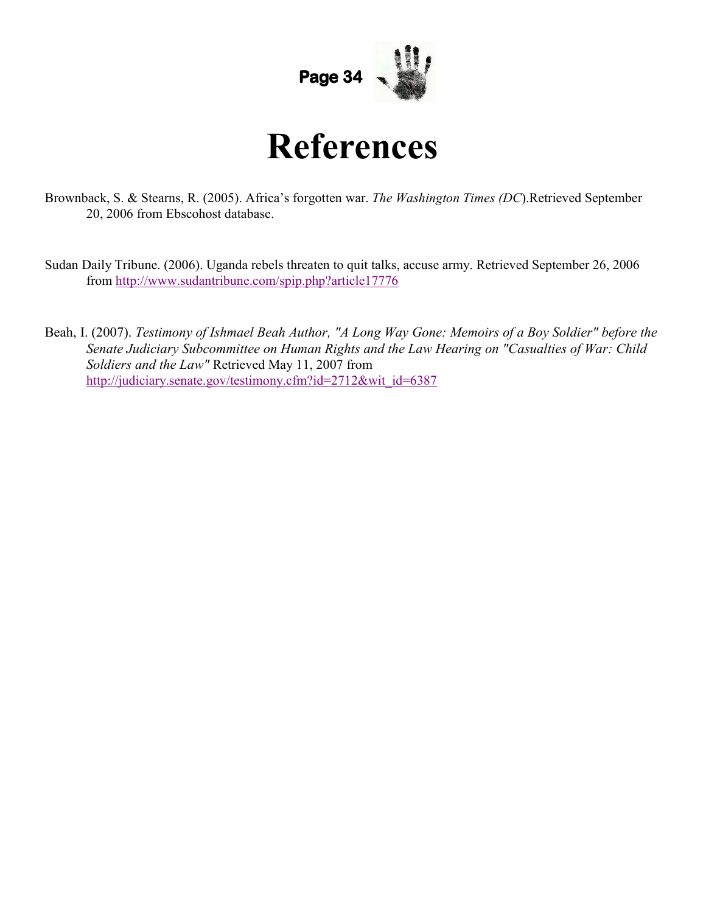# References

Brownback, S. & Stearns, R. (2005). Africa's forgotten war. *The Washington Times (DC)*.Retrieved September 20, 2006 from Ebscohost database.

Sudan Daily Tribune. (2006). Uganda rebels threaten to quit talks, accuse army. Retrieved September 26, 2006 from http://www.sudantribune.com/spip.php?article17776

Beah, I. (2007). *Testimony of Ishmael Beah Author, "A Long Way Gone: Memoirs of a Boy Soldier" before the Senate Judiciary Subcommittee on Human Rights and the Law Hearing on "Casualties of War: Child Soldiers and the Law"* Retrieved May 11, 2007 from http://judiciary.senate.gov/testimony.cfm?id=2712&wit_id=6387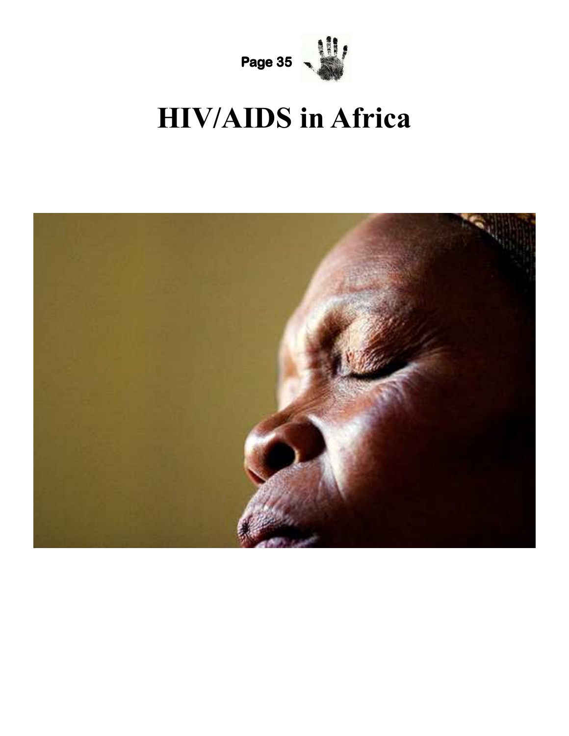# HIV/AIDS in Africa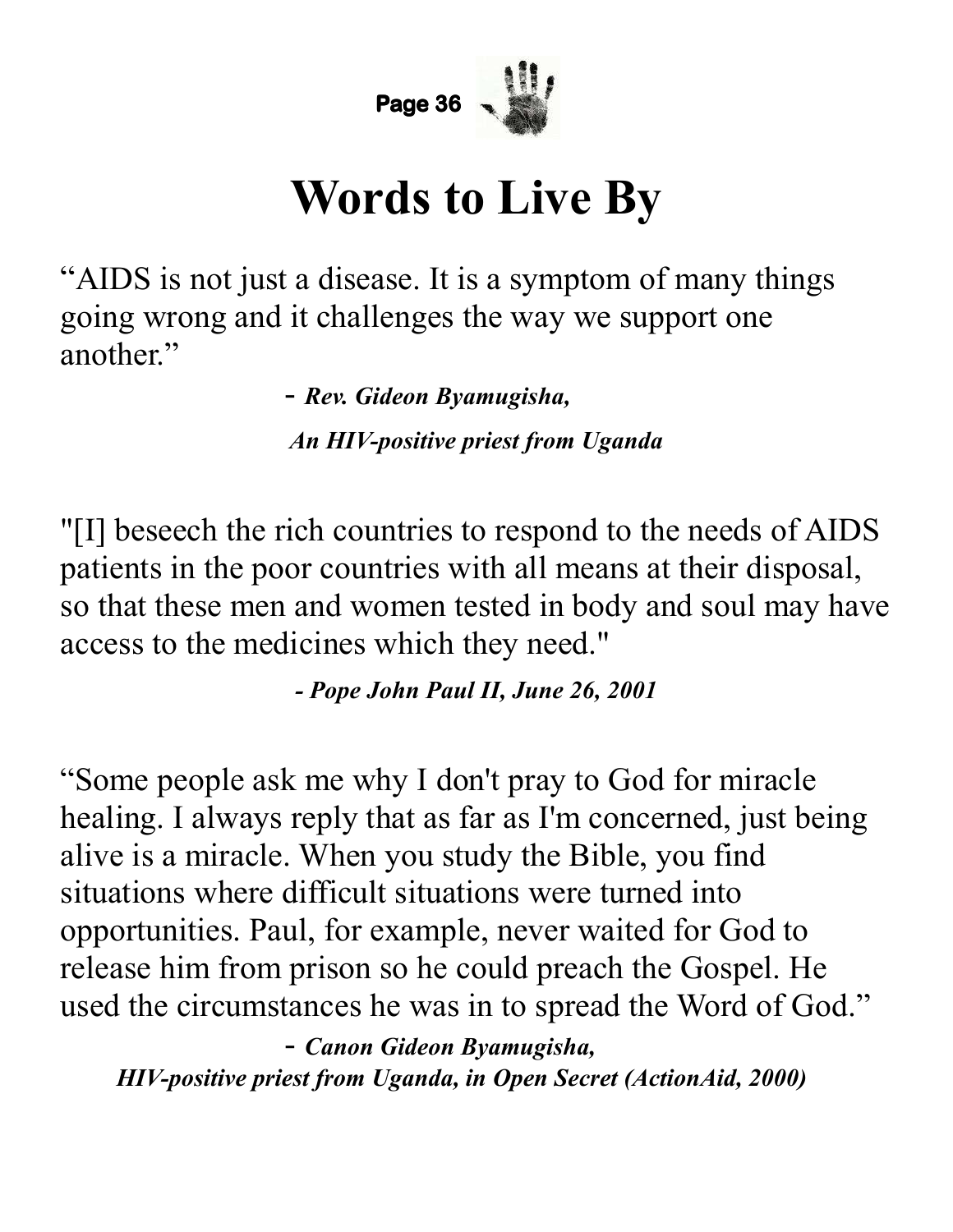# Words to Live By

"AIDS is not just a disease. It is a symptom of many things going wrong and it challenges the way we support one another."

- ***Rev. Gideon Byamugisha,***
***An HIV-positive priest from Uganda***

"[I] beseech the rich countries to respond to the needs of AIDS patients in the poor countries with all means at their disposal, so that these men and women tested in body and soul may have access to the medicines which they need."

***- Pope John Paul II, June 26, 2001***

"Some people ask me why I don't pray to God for miracle healing. I always reply that as far as I'm concerned, just being alive is a miracle. When you study the Bible, you find situations where difficult situations were turned into opportunities. Paul, for example, never waited for God to release him from prison so he could preach the Gospel. He used the circumstances he was in to spread the Word of God."

- ***Canon Gideon Byamugisha,***
***HIV-positive priest from Uganda, in Open Secret (ActionAid, 2000)***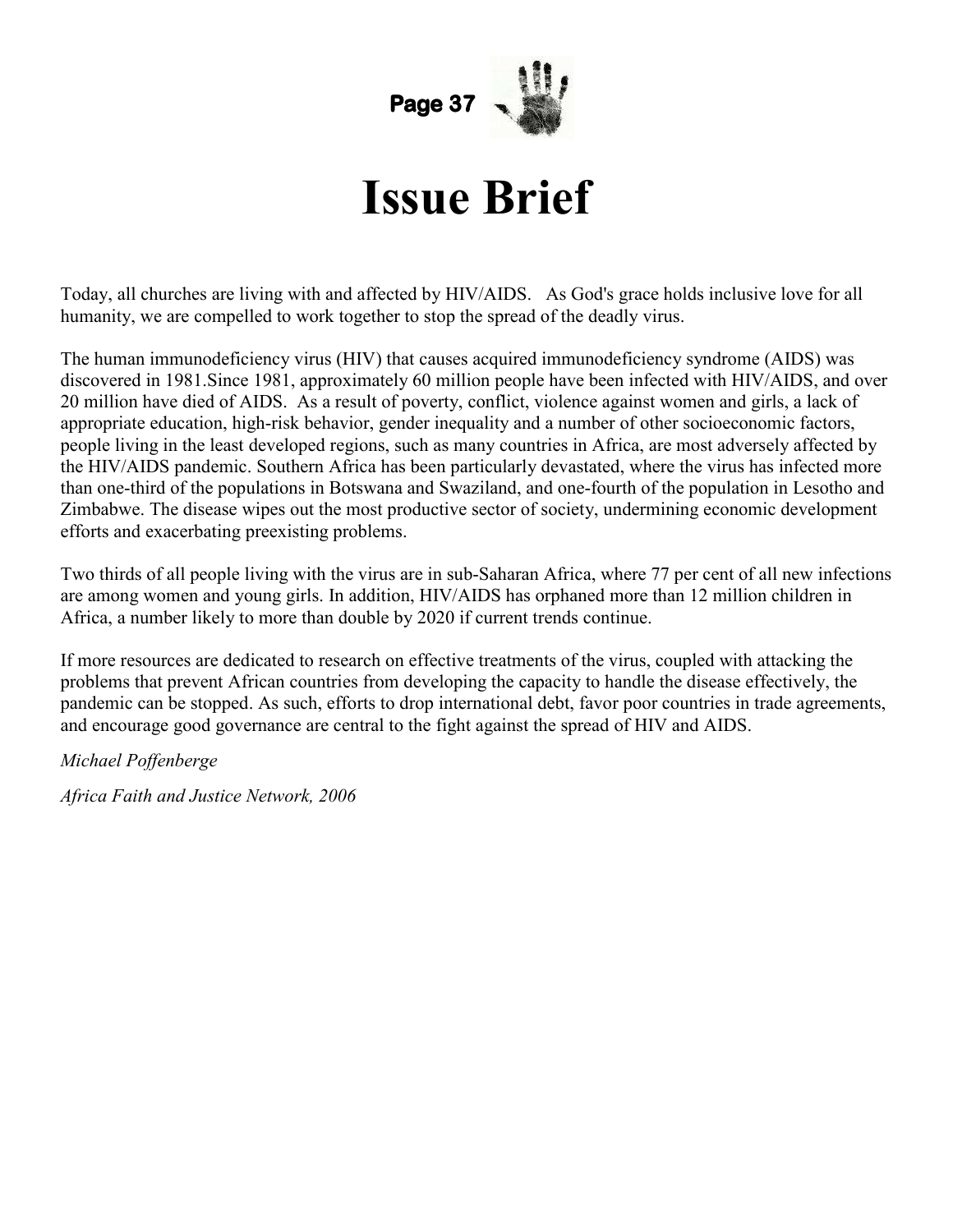# Issue Brief

Today, all churches are living with and affected by HIV/AIDS. As God's grace holds inclusive love for all humanity, we are compelled to work together to stop the spread of the deadly virus.

The human immunodeficiency virus (HIV) that causes acquired immunodeficiency syndrome (AIDS) was discovered in 1981.Since 1981, approximately 60 million people have been infected with HIV/AIDS, and over 20 million have died of AIDS. As a result of poverty, conflict, violence against women and girls, a lack of appropriate education, high-risk behavior, gender inequality and a number of other socioeconomic factors, people living in the least developed regions, such as many countries in Africa, are most adversely affected by the HIV/AIDS pandemic. Southern Africa has been particularly devastated, where the virus has infected more than one-third of the populations in Botswana and Swaziland, and one-fourth of the population in Lesotho and Zimbabwe. The disease wipes out the most productive sector of society, undermining economic development efforts and exacerbating preexisting problems.

Two thirds of all people living with the virus are in sub-Saharan Africa, where 77 per cent of all new infections are among women and young girls. In addition, HIV/AIDS has orphaned more than 12 million children in Africa, a number likely to more than double by 2020 if current trends continue.

If more resources are dedicated to research on effective treatments of the virus, coupled with attacking the problems that prevent African countries from developing the capacity to handle the disease effectively, the pandemic can be stopped. As such, efforts to drop international debt, favor poor countries in trade agreements, and encourage good governance are central to the fight against the spread of HIV and AIDS.

*Michael Poffenberge*

*Africa Faith and Justice Network, 2006*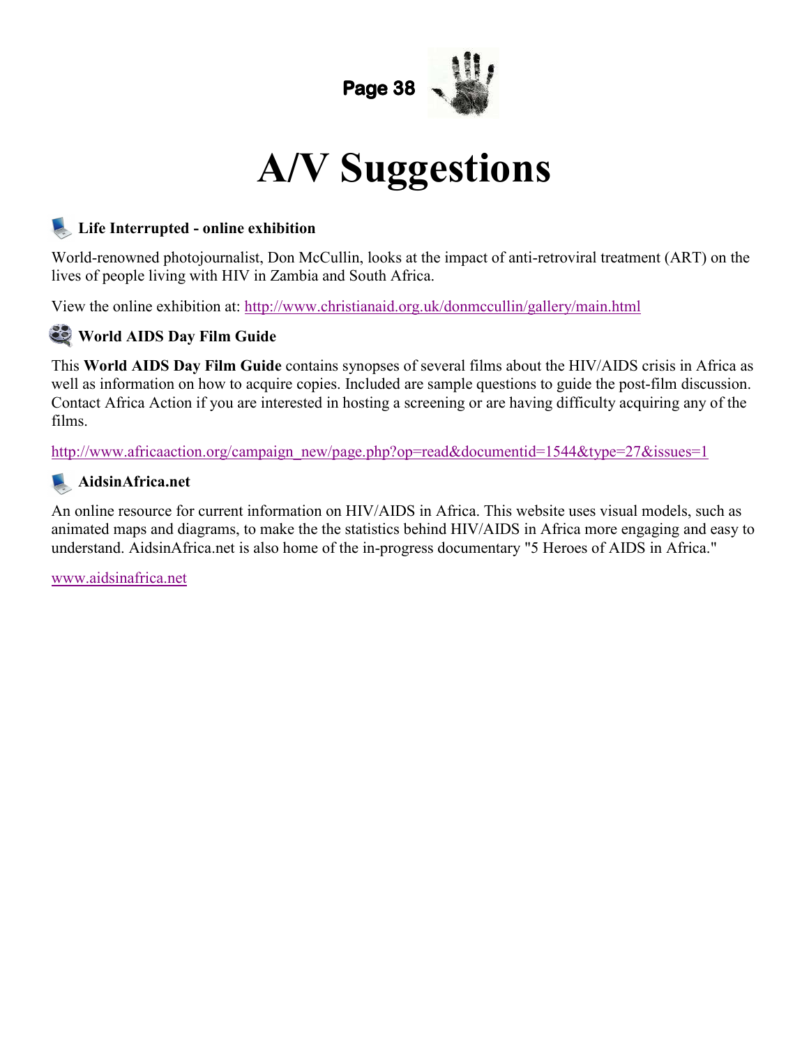# A/V Suggestions

### Life Interrupted - online exhibition

World-renowned photojournalist, Don McCullin, looks at the impact of anti-retroviral treatment (ART) on the lives of people living with HIV in Zambia and South Africa.

View the online exhibition at: http://www.christianaid.org.uk/donmccullin/gallery/main.html

### World AIDS Day Film Guide

This **World AIDS Day Film Guide** contains synopses of several films about the HIV/AIDS crisis in Africa as well as information on how to acquire copies. Included are sample questions to guide the post-film discussion. Contact Africa Action if you are interested in hosting a screening or are having difficulty acquiring any of the films.

http://www.africaaction.org/campaign_new/page.php?op=read&documentid=1544&type=27&issues=1

### AidsinAfrica.net

An online resource for current information on HIV/AIDS in Africa. This website uses visual models, such as animated maps and diagrams, to make the the statistics behind HIV/AIDS in Africa more engaging and easy to understand. AidsinAfrica.net is also home of the in-progress documentary "5 Heroes of AIDS in Africa."

www.aidsinafrica.net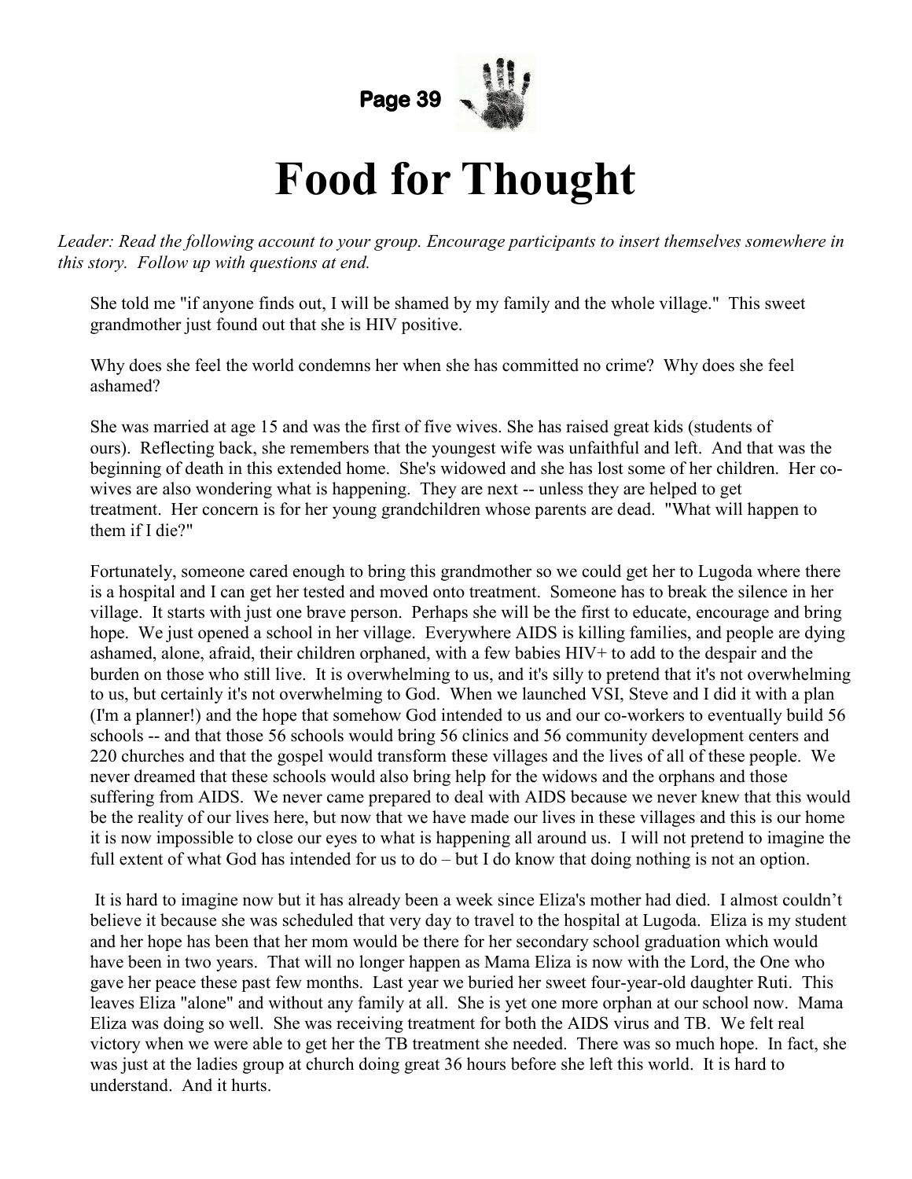# Food for Thought

*Leader: Read the following account to your group. Encourage participants to insert themselves somewhere in this story. Follow up with questions at end.*

She told me "if anyone finds out, I will be shamed by my family and the whole village." This sweet grandmother just found out that she is HIV positive.

Why does she feel the world condemns her when she has committed no crime? Why does she feel ashamed?

She was married at age 15 and was the first of five wives. She has raised great kids (students of ours). Reflecting back, she remembers that the youngest wife was unfaithful and left. And that was the beginning of death in this extended home. She's widowed and she has lost some of her children. Her co-wives are also wondering what is happening. They are next -- unless they are helped to get treatment. Her concern is for her young grandchildren whose parents are dead. "What will happen to them if I die?"

Fortunately, someone cared enough to bring this grandmother so we could get her to Lugoda where there is a hospital and I can get her tested and moved onto treatment. Someone has to break the silence in her village. It starts with just one brave person. Perhaps she will be the first to educate, encourage and bring hope. We just opened a school in her village. Everywhere AIDS is killing families, and people are dying ashamed, alone, afraid, their children orphaned, with a few babies HIV+ to add to the despair and the burden on those who still live. It is overwhelming to us, and it's silly to pretend that it's not overwhelming to us, but certainly it's not overwhelming to God. When we launched VSI, Steve and I did it with a plan (I'm a planner!) and the hope that somehow God intended to us and our co-workers to eventually build 56 schools -- and that those 56 schools would bring 56 clinics and 56 community development centers and 220 churches and that the gospel would transform these villages and the lives of all of these people. We never dreamed that these schools would also bring help for the widows and the orphans and those suffering from AIDS. We never came prepared to deal with AIDS because we never knew that this would be the reality of our lives here, but now that we have made our lives in these villages and this is our home it is now impossible to close our eyes to what is happening all around us. I will not pretend to imagine the full extent of what God has intended for us to do – but I do know that doing nothing is not an option.

It is hard to imagine now but it has already been a week since Eliza's mother had died. I almost couldn't believe it because she was scheduled that very day to travel to the hospital at Lugoda. Eliza is my student and her hope has been that her mom would be there for her secondary school graduation which would have been in two years. That will no longer happen as Mama Eliza is now with the Lord, the One who gave her peace these past few months. Last year we buried her sweet four-year-old daughter Ruti. This leaves Eliza "alone" and without any family at all. She is yet one more orphan at our school now. Mama Eliza was doing so well. She was receiving treatment for both the AIDS virus and TB. We felt real victory when we were able to get her the TB treatment she needed. There was so much hope. In fact, she was just at the ladies group at church doing great 36 hours before she left this world. It is hard to understand. And it hurts.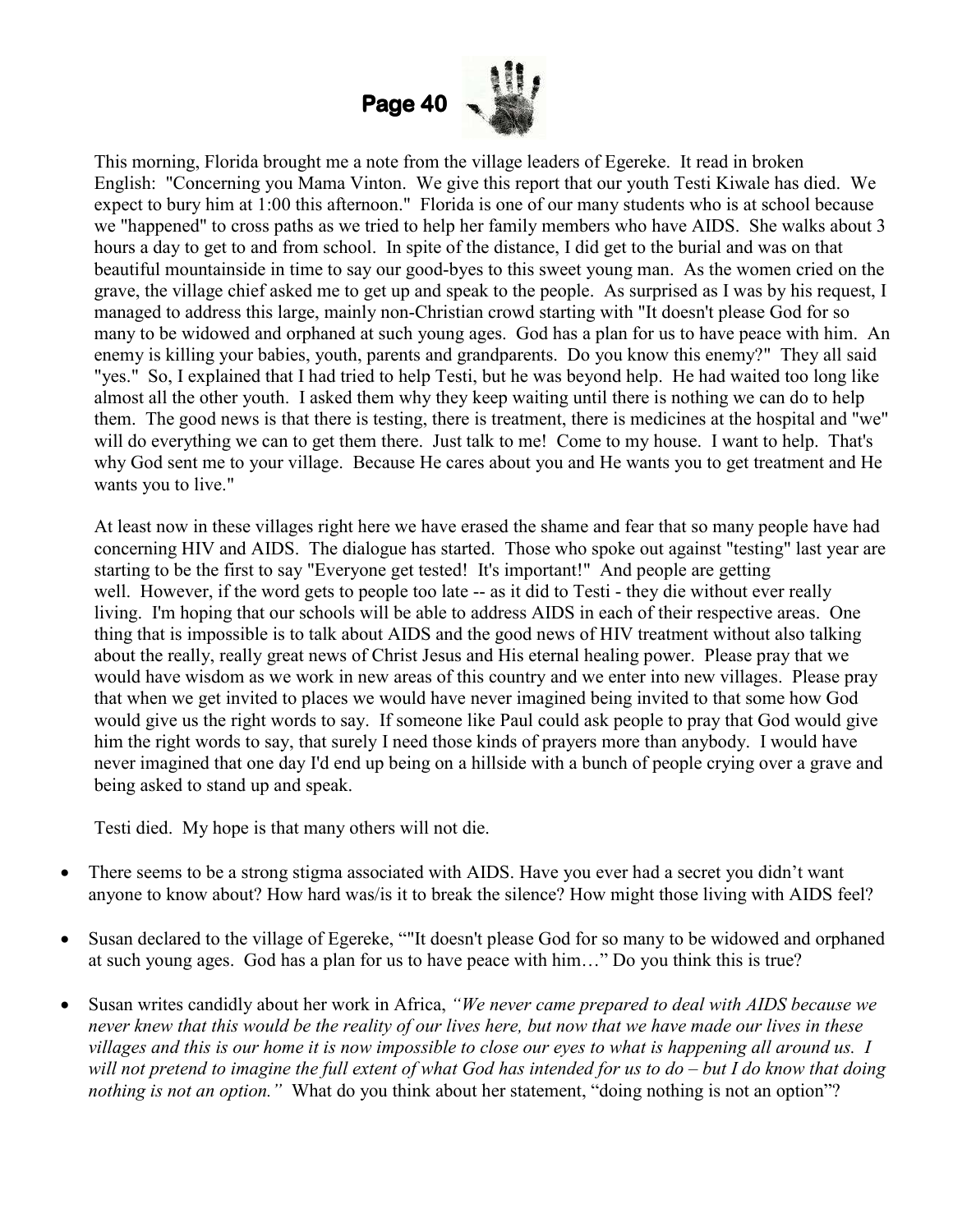This morning, Florida brought me a note from the village leaders of Egereke. It read in broken English: "Concerning you Mama Vinton. We give this report that our youth Testi Kiwale has died. We expect to bury him at 1:00 this afternoon." Florida is one of our many students who is at school because we "happened" to cross paths as we tried to help her family members who have AIDS. She walks about 3 hours a day to get to and from school. In spite of the distance, I did get to the burial and was on that beautiful mountainside in time to say our good-byes to this sweet young man. As the women cried on the grave, the village chief asked me to get up and speak to the people. As surprised as I was by his request, I managed to address this large, mainly non-Christian crowd starting with "It doesn't please God for so many to be widowed and orphaned at such young ages. God has a plan for us to have peace with him. An enemy is killing your babies, youth, parents and grandparents. Do you know this enemy?" They all said "yes." So, I explained that I had tried to help Testi, but he was beyond help. He had waited too long like almost all the other youth. I asked them why they keep waiting until there is nothing we can do to help them. The good news is that there is testing, there is treatment, there is medicines at the hospital and "we" will do everything we can to get them there. Just talk to me! Come to my house. I want to help. That's why God sent me to your village. Because He cares about you and He wants you to get treatment and He wants you to live."

At least now in these villages right here we have erased the shame and fear that so many people have had concerning HIV and AIDS. The dialogue has started. Those who spoke out against "testing" last year are starting to be the first to say "Everyone get tested! It's important!" And people are getting well. However, if the word gets to people too late -- as it did to Testi - they die without ever really living. I'm hoping that our schools will be able to address AIDS in each of their respective areas. One thing that is impossible is to talk about AIDS and the good news of HIV treatment without also talking about the really, really great news of Christ Jesus and His eternal healing power. Please pray that we would have wisdom as we work in new areas of this country and we enter into new villages. Please pray that when we get invited to places we would have never imagined being invited to that some how God would give us the right words to say. If someone like Paul could ask people to pray that God would give him the right words to say, that surely I need those kinds of prayers more than anybody. I would have never imagined that one day I'd end up being on a hillside with a bunch of people crying over a grave and being asked to stand up and speak.

Testi died. My hope is that many others will not die.

- There seems to be a strong stigma associated with AIDS. Have you ever had a secret you didn't want anyone to know about? How hard was/is it to break the silence? How might those living with AIDS feel?

- Susan declared to the village of Egereke, ""It doesn't please God for so many to be widowed and orphaned at such young ages. God has a plan for us to have peace with him…" Do you think this is true?

- Susan writes candidly about her work in Africa, *"We never came prepared to deal with AIDS because we never knew that this would be the reality of our lives here, but now that we have made our lives in these villages and this is our home it is now impossible to close our eyes to what is happening all around us. I will not pretend to imagine the full extent of what God has intended for us to do – but I do know that doing nothing is not an option."* What do you think about her statement, "doing nothing is not an option"?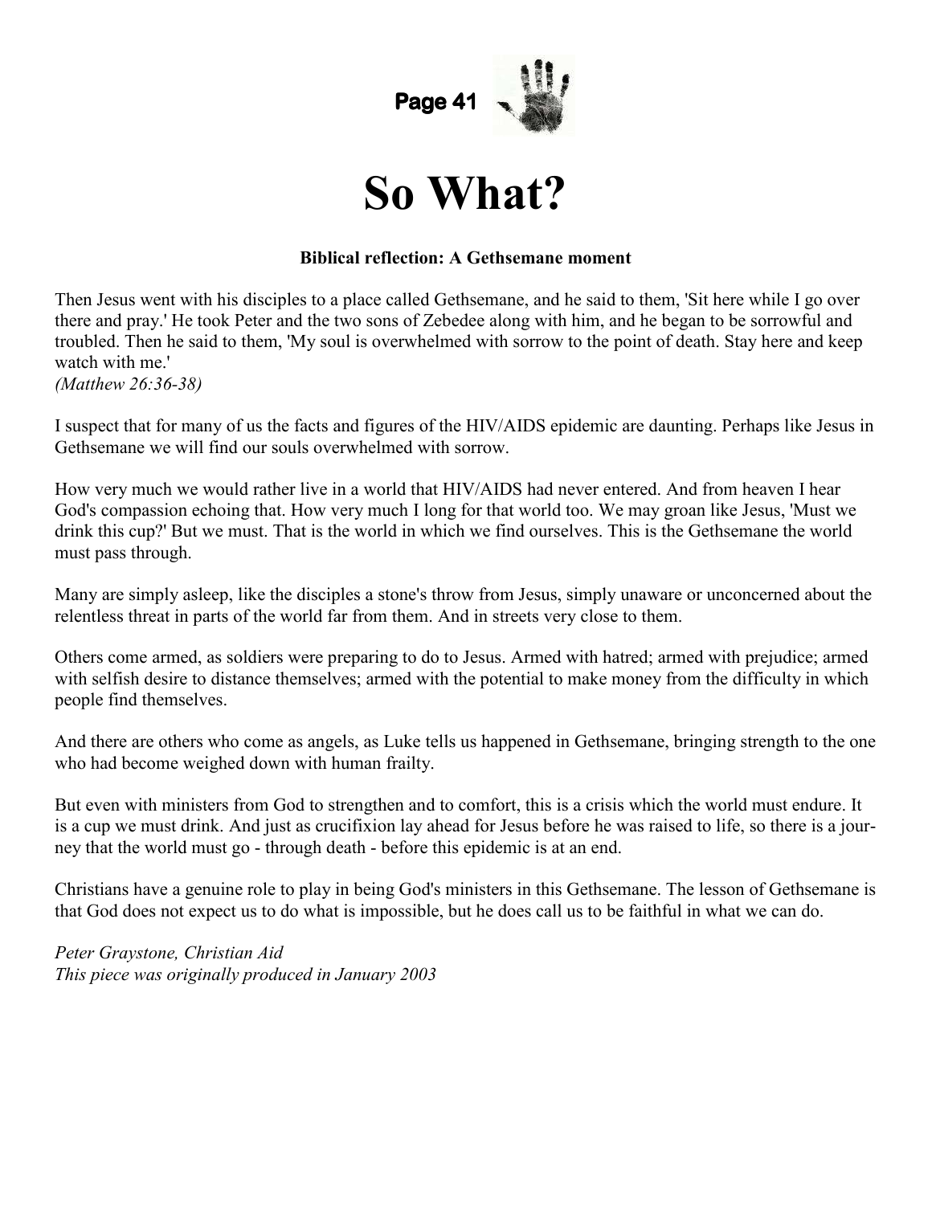# So What?

**Biblical reflection: A Gethsemane moment**

Then Jesus went with his disciples to a place called Gethsemane, and he said to them, 'Sit here while I go over there and pray.' He took Peter and the two sons of Zebedee along with him, and he began to be sorrowful and troubled. Then he said to them, 'My soul is overwhelmed with sorrow to the point of death. Stay here and keep watch with me.'
*(Matthew 26:36-38)*

I suspect that for many of us the facts and figures of the HIV/AIDS epidemic are daunting. Perhaps like Jesus in Gethsemane we will find our souls overwhelmed with sorrow.

How very much we would rather live in a world that HIV/AIDS had never entered. And from heaven I hear God's compassion echoing that. How very much I long for that world too. We may groan like Jesus, 'Must we drink this cup?' But we must. That is the world in which we find ourselves. This is the Gethsemane the world must pass through.

Many are simply asleep, like the disciples a stone's throw from Jesus, simply unaware or unconcerned about the relentless threat in parts of the world far from them. And in streets very close to them.

Others come armed, as soldiers were preparing to do to Jesus. Armed with hatred; armed with prejudice; armed with selfish desire to distance themselves; armed with the potential to make money from the difficulty in which people find themselves.

And there are others who come as angels, as Luke tells us happened in Gethsemane, bringing strength to the one who had become weighed down with human frailty.

But even with ministers from God to strengthen and to comfort, this is a crisis which the world must endure. It is a cup we must drink. And just as crucifixion lay ahead for Jesus before he was raised to life, so there is a journey that the world must go - through death - before this epidemic is at an end.

Christians have a genuine role to play in being God's ministers in this Gethsemane. The lesson of Gethsemane is that God does not expect us to do what is impossible, but he does call us to be faithful in what we can do.

*Peter Graystone, Christian Aid*
*This piece was originally produced in January 2003*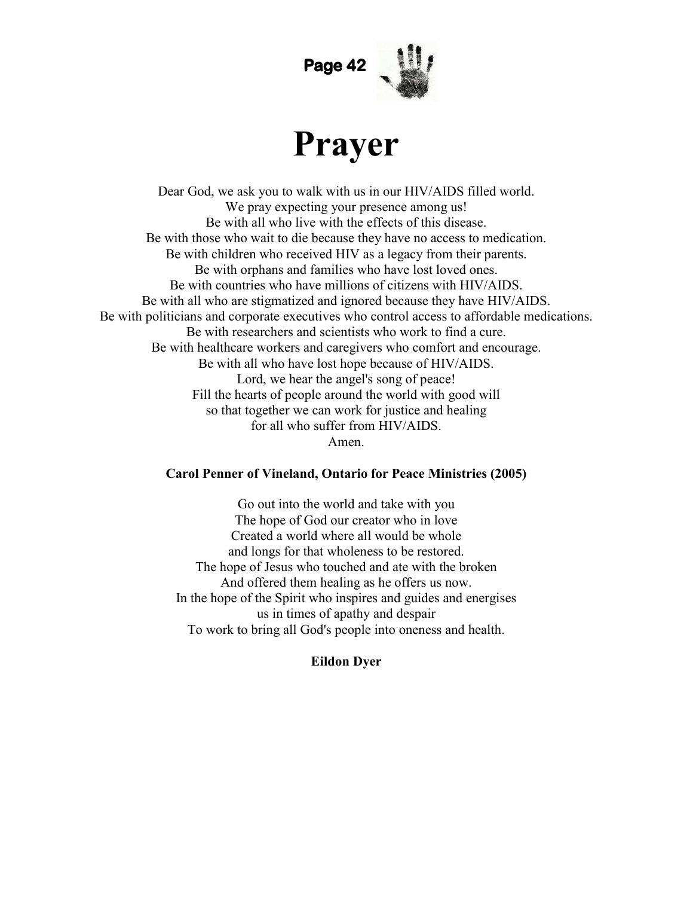# Prayer

Dear God, we ask you to walk with us in our HIV/AIDS filled world.
We pray expecting your presence among us!
Be with all who live with the effects of this disease.
Be with those who wait to die because they have no access to medication.
Be with children who received HIV as a legacy from their parents.
Be with orphans and families who have lost loved ones.
Be with countries who have millions of citizens with HIV/AIDS.
Be with all who are stigmatized and ignored because they have HIV/AIDS.
Be with politicians and corporate executives who control access to affordable medications.
Be with researchers and scientists who work to find a cure.
Be with healthcare workers and caregivers who comfort and encourage.
Be with all who have lost hope because of HIV/AIDS.
Lord, we hear the angel's song of peace!
Fill the hearts of people around the world with good will
so that together we can work for justice and healing
for all who suffer from HIV/AIDS.
Amen.

**Carol Penner of Vineland, Ontario for Peace Ministries (2005)**

Go out into the world and take with you
The hope of God our creator who in love
Created a world where all would be whole
and longs for that wholeness to be restored.
The hope of Jesus who touched and ate with the broken
And offered them healing as he offers us now.
In the hope of the Spirit who inspires and guides and energises
us in times of apathy and despair
To work to bring all God's people into oneness and health.

**Eildon Dyer**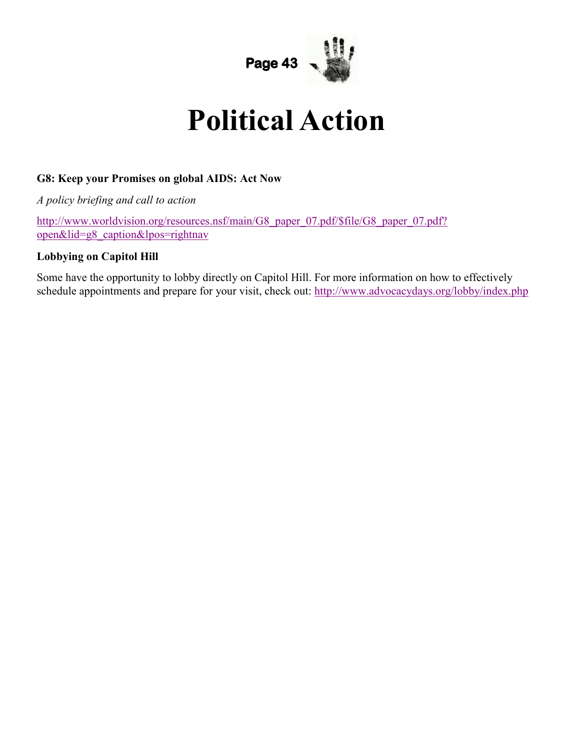# Political Action

**G8: Keep your Promises on global AIDS: Act Now**

*A policy briefing and call to action*

http://www.worldvision.org/resources.nsf/main/G8_paper_07.pdf/$file/G8_paper_07.pdf?open&lid=g8_caption&lpos=rightnav

**Lobbying on Capitol Hill**

Some have the opportunity to lobby directly on Capitol Hill. For more information on how to effectively schedule appointments and prepare for your visit, check out: http://www.advocacydays.org/lobby/index.php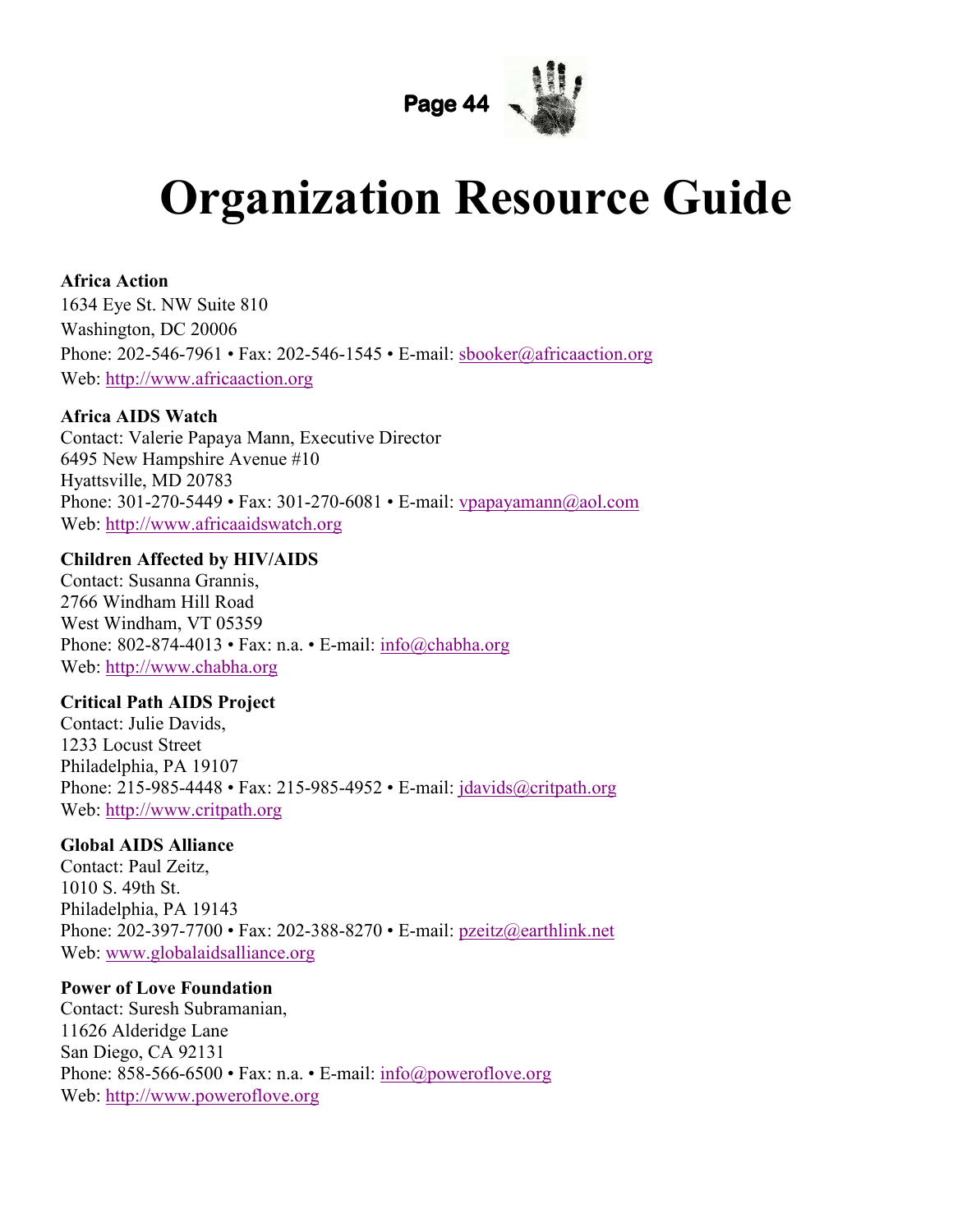# Organization Resource Guide

**Africa Action**
1634 Eye St. NW Suite 810
Washington, DC 20006
Phone: 202-546-7961 • Fax: 202-546-1545 • E-mail: sbooker@africaaction.org
Web: http://www.africaaction.org

**Africa AIDS Watch**
Contact: Valerie Papaya Mann, Executive Director
6495 New Hampshire Avenue #10
Hyattsville, MD 20783
Phone: 301-270-5449 • Fax: 301-270-6081 • E-mail: vpapayamann@aol.com
Web: http://www.africaaidswatch.org

**Children Affected by HIV/AIDS**
Contact: Susanna Grannis,
2766 Windham Hill Road
West Windham, VT 05359
Phone: 802-874-4013 • Fax: n.a. • E-mail: info@chabha.org
Web: http://www.chabha.org

**Critical Path AIDS Project**
Contact: Julie Davids,
1233 Locust Street
Philadelphia, PA 19107
Phone: 215-985-4448 • Fax: 215-985-4952 • E-mail: jdavids@critpath.org
Web: http://www.critpath.org

**Global AIDS Alliance**
Contact: Paul Zeitz,
1010 S. 49th St.
Philadelphia, PA 19143
Phone: 202-397-7700 • Fax: 202-388-8270 • E-mail: pzeitz@earthlink.net
Web: www.globalaidsalliance.org

**Power of Love Foundation**
Contact: Suresh Subramanian,
11626 Alderidge Lane
San Diego, CA 92131
Phone: 858-566-6500 • Fax: n.a. • E-mail: info@poweroflove.org
Web: http://www.poweroflove.org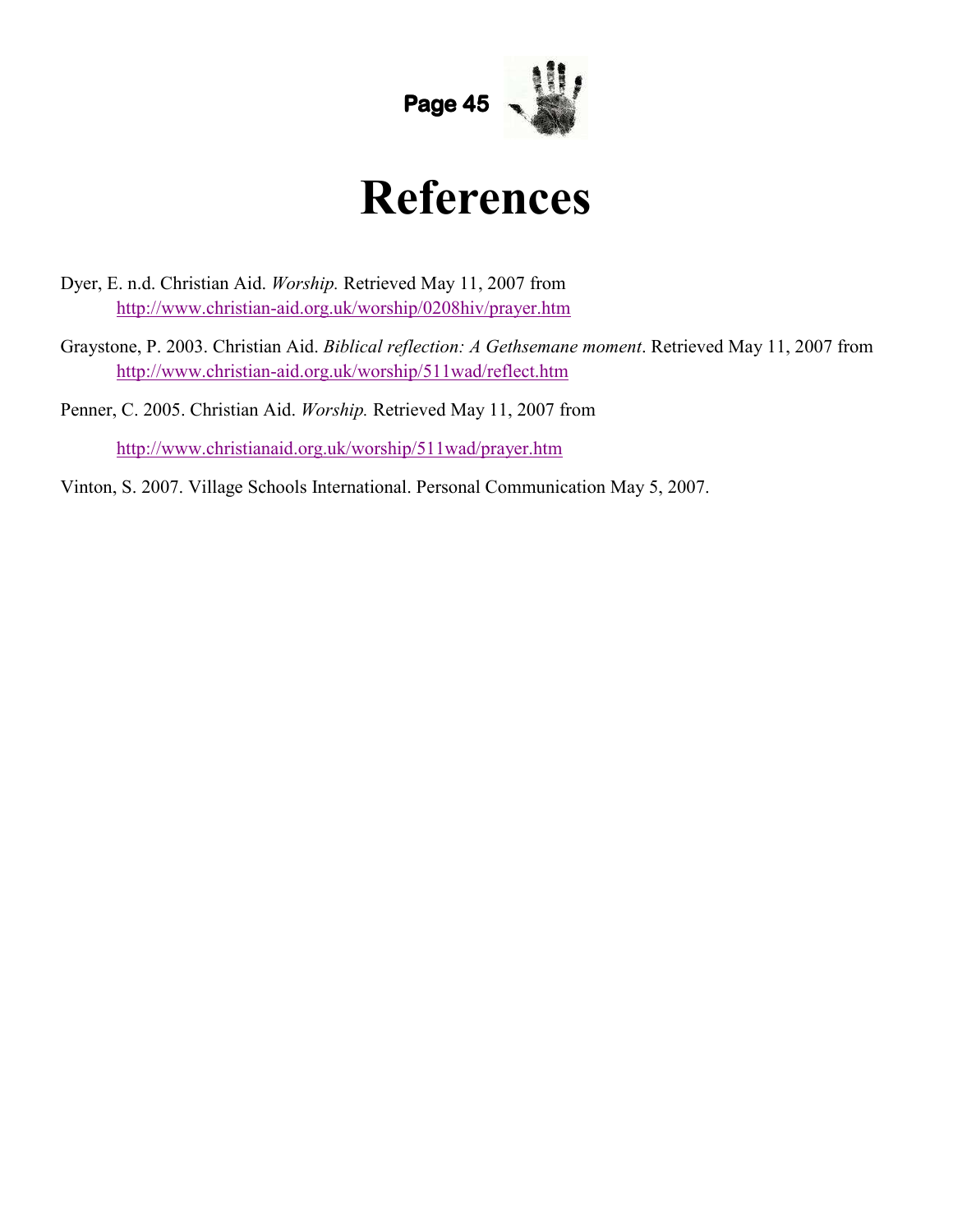# References

Dyer, E. n.d. Christian Aid. *Worship.* Retrieved May 11, 2007 from http://www.christian-aid.org.uk/worship/0208hiv/prayer.htm

Graystone, P. 2003. Christian Aid. *Biblical reflection: A Gethsemane moment*. Retrieved May 11, 2007 from http://www.christian-aid.org.uk/worship/511wad/reflect.htm

Penner, C. 2005. Christian Aid. *Worship.* Retrieved May 11, 2007 from

http://www.christianaid.org.uk/worship/511wad/prayer.htm

Vinton, S. 2007. Village Schools International. Personal Communication May 5, 2007.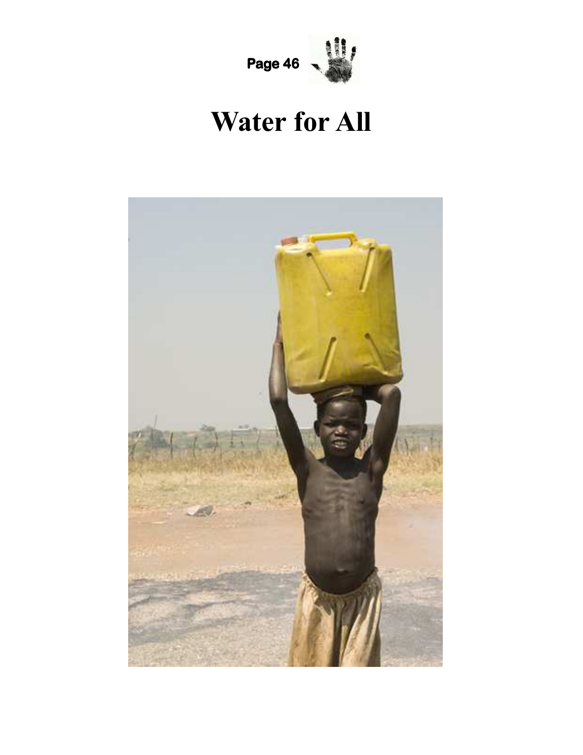# Water for All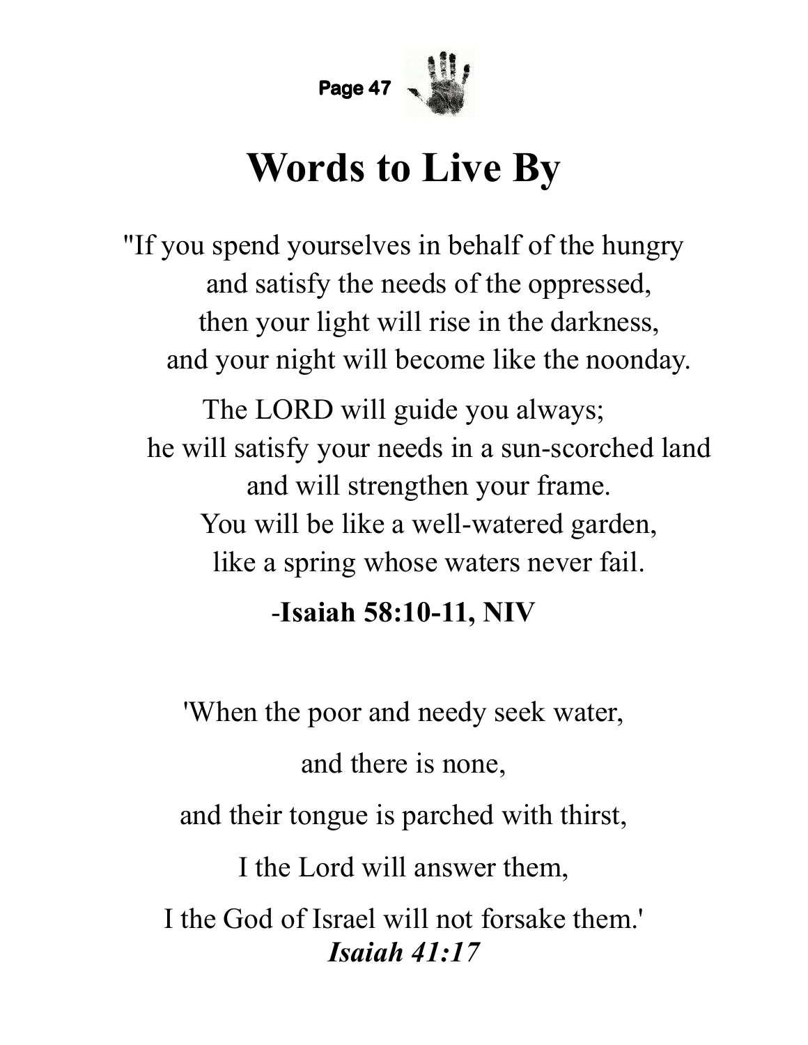# Words to Live By

"If you spend yourselves in behalf of the hungry
and satisfy the needs of the oppressed,
then your light will rise in the darkness,
and your night will become like the noonday.

The LORD will guide you always;
he will satisfy your needs in a sun-scorched land
and will strengthen your frame.
You will be like a well-watered garden,
like a spring whose waters never fail.

-**Isaiah 58:10-11, NIV**

'When the poor and needy seek water,

and there is none,

and their tongue is parched with thirst,

I the Lord will answer them,

I the God of Israel will not forsake them.'
***Isaiah 41:17***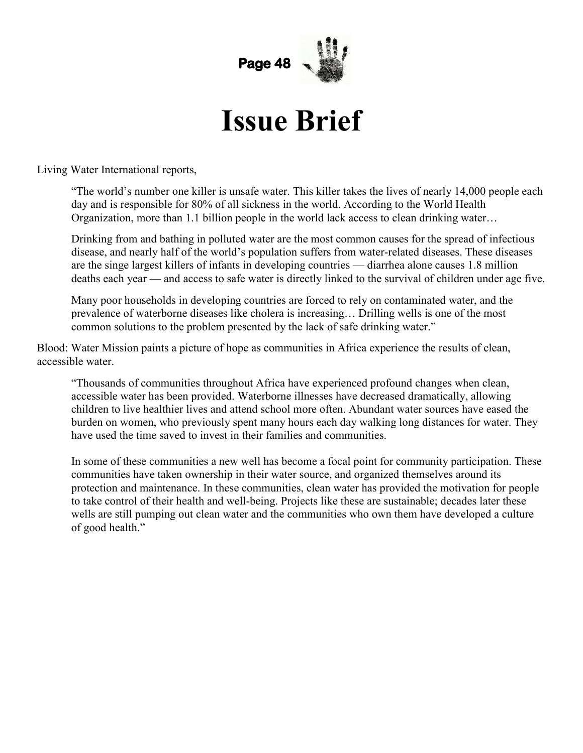# Issue Brief

Living Water International reports,

> "The world's number one killer is unsafe water. This killer takes the lives of nearly 14,000 people each day and is responsible for 80% of all sickness in the world. According to the World Health Organization, more than 1.1 billion people in the world lack access to clean drinking water…
>
> Drinking from and bathing in polluted water are the most common causes for the spread of infectious disease, and nearly half of the world's population suffers from water-related diseases. These diseases are the singe largest killers of infants in developing countries — diarrhea alone causes 1.8 million deaths each year — and access to safe water is directly linked to the survival of children under age five.
>
> Many poor households in developing countries are forced to rely on contaminated water, and the prevalence of waterborne diseases like cholera is increasing… Drilling wells is one of the most common solutions to the problem presented by the lack of safe drinking water."

Blood: Water Mission paints a picture of hope as communities in Africa experience the results of clean, accessible water.

> "Thousands of communities throughout Africa have experienced profound changes when clean, accessible water has been provided. Waterborne illnesses have decreased dramatically, allowing children to live healthier lives and attend school more often. Abundant water sources have eased the burden on women, who previously spent many hours each day walking long distances for water. They have used the time saved to invest in their families and communities.
>
> In some of these communities a new well has become a focal point for community participation. These communities have taken ownership in their water source, and organized themselves around its protection and maintenance. In these communities, clean water has provided the motivation for people to take control of their health and well-being. Projects like these are sustainable; decades later these wells are still pumping out clean water and the communities who own them have developed a culture of good health."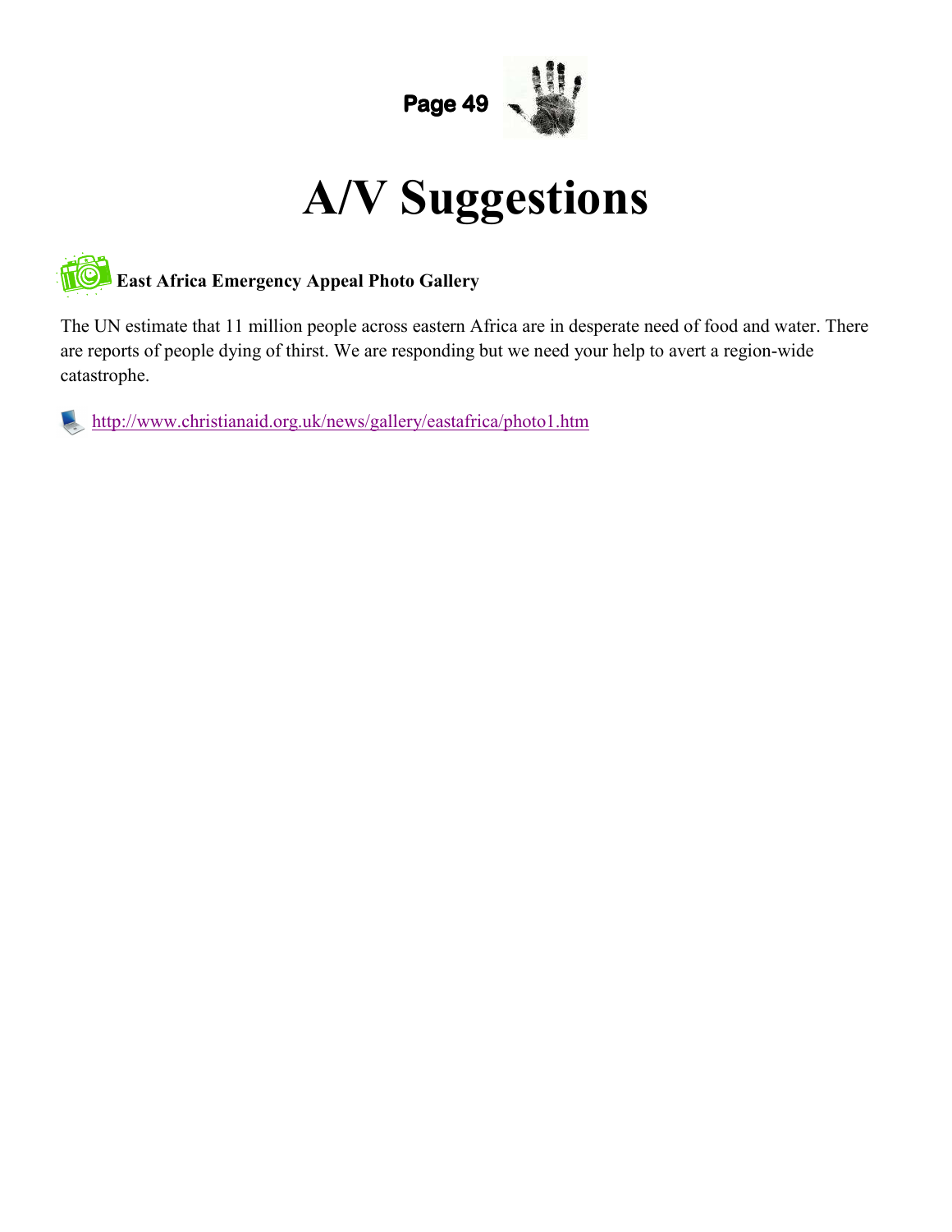# A/V Suggestions

**East Africa Emergency Appeal Photo Gallery**

The UN estimate that 11 million people across eastern Africa are in desperate need of food and water. There are reports of people dying of thirst. We are responding but we need your help to avert a region-wide catastrophe.

http://www.christianaid.org.uk/news/gallery/eastafrica/photo1.htm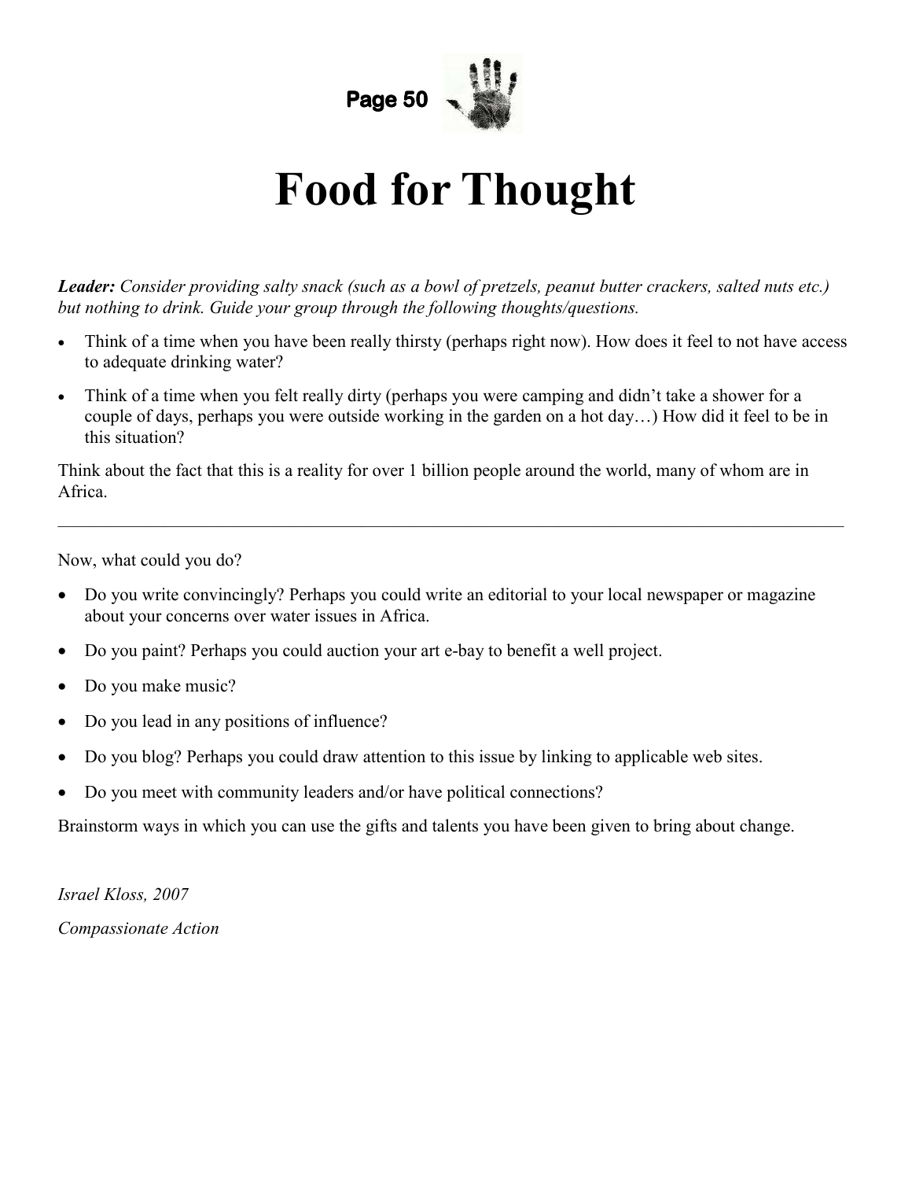# Food for Thought

***Leader:*** *Consider providing salty snack (such as a bowl of pretzels, peanut butter crackers, salted nuts etc.) but nothing to drink. Guide your group through the following thoughts/questions.*

- Think of a time when you have been really thirsty (perhaps right now). How does it feel to not have access to adequate drinking water?
- Think of a time when you felt really dirty (perhaps you were camping and didn't take a shower for a couple of days, perhaps you were outside working in the garden on a hot day…) How did it feel to be in this situation?

Think about the fact that this is a reality for over 1 billion people around the world, many of whom are in Africa.

---

Now, what could you do?

- Do you write convincingly? Perhaps you could write an editorial to your local newspaper or magazine about your concerns over water issues in Africa.
- Do you paint? Perhaps you could auction your art e-bay to benefit a well project.
- Do you make music?
- Do you lead in any positions of influence?
- Do you blog? Perhaps you could draw attention to this issue by linking to applicable web sites.
- Do you meet with community leaders and/or have political connections?

Brainstorm ways in which you can use the gifts and talents you have been given to bring about change.

*Israel Kloss, 2007*

*Compassionate Action*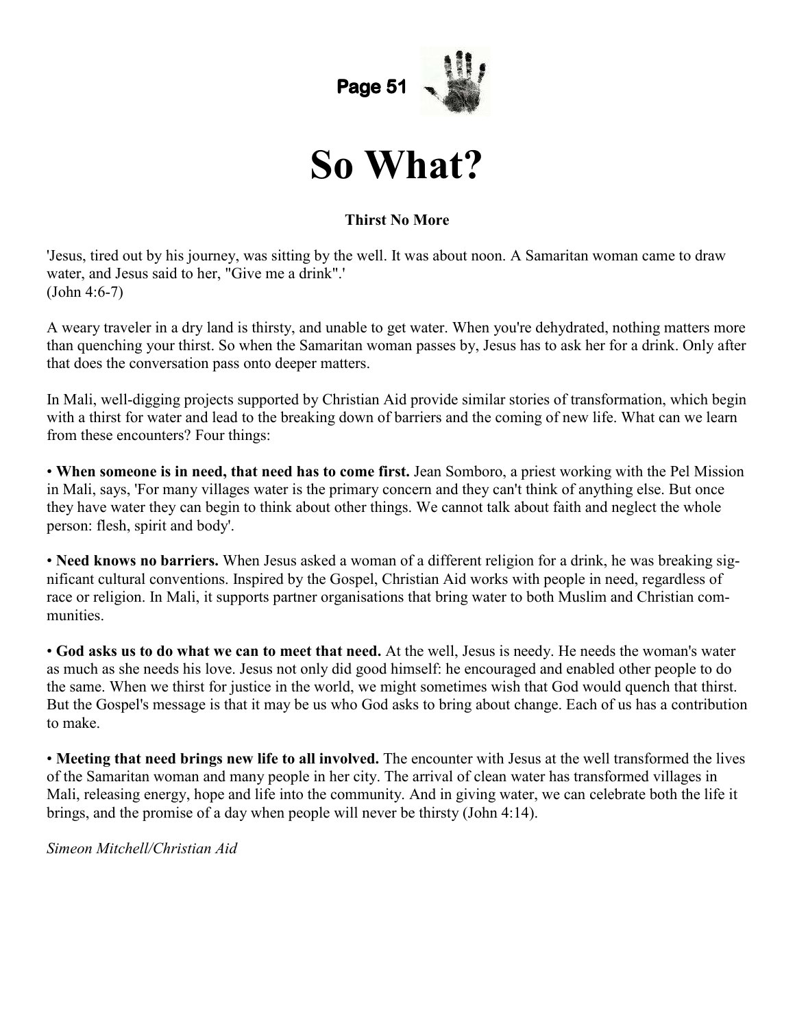# So What?

**Thirst No More**

'Jesus, tired out by his journey, was sitting by the well. It was about noon. A Samaritan woman came to draw water, and Jesus said to her, "Give me a drink".'
(John 4:6-7)

A weary traveler in a dry land is thirsty, and unable to get water. When you're dehydrated, nothing matters more than quenching your thirst. So when the Samaritan woman passes by, Jesus has to ask her for a drink. Only after that does the conversation pass onto deeper matters.

In Mali, well-digging projects supported by Christian Aid provide similar stories of transformation, which begin with a thirst for water and lead to the breaking down of barriers and the coming of new life. What can we learn from these encounters? Four things:

- **When someone is in need, that need has to come first.** Jean Somboro, a priest working with the Pel Mission in Mali, says, 'For many villages water is the primary concern and they can't think of anything else. But once they have water they can begin to think about other things. We cannot talk about faith and neglect the whole person: flesh, spirit and body'.

- **Need knows no barriers.** When Jesus asked a woman of a different religion for a drink, he was breaking significant cultural conventions. Inspired by the Gospel, Christian Aid works with people in need, regardless of race or religion. In Mali, it supports partner organisations that bring water to both Muslim and Christian communities.

- **God asks us to do what we can to meet that need.** At the well, Jesus is needy. He needs the woman's water as much as she needs his love. Jesus not only did good himself: he encouraged and enabled other people to do the same. When we thirst for justice in the world, we might sometimes wish that God would quench that thirst. But the Gospel's message is that it may be us who God asks to bring about change. Each of us has a contribution to make.

- **Meeting that need brings new life to all involved.** The encounter with Jesus at the well transformed the lives of the Samaritan woman and many people in her city. The arrival of clean water has transformed villages in Mali, releasing energy, hope and life into the community. And in giving water, we can celebrate both the life it brings, and the promise of a day when people will never be thirsty (John 4:14).

*Simeon Mitchell/Christian Aid*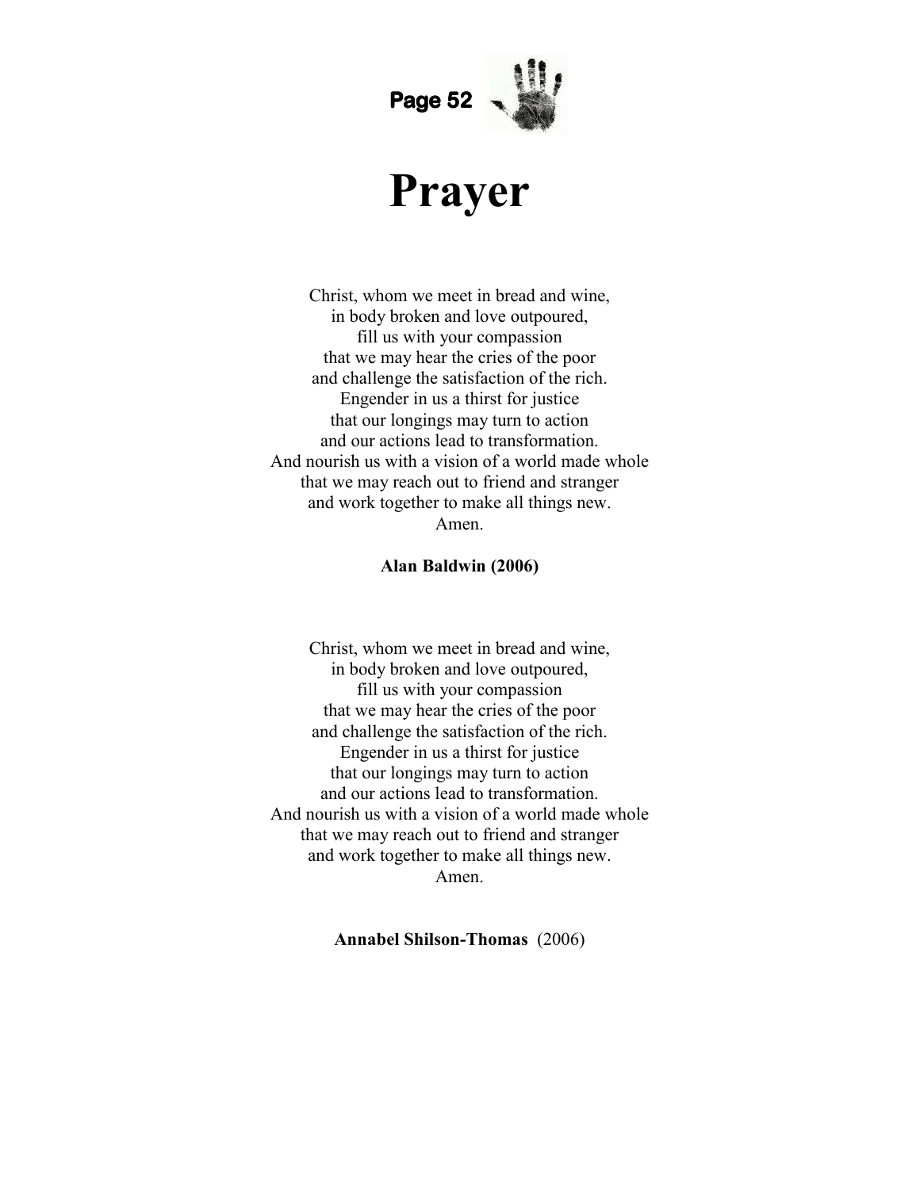# Prayer

Christ, whom we meet in bread and wine,
in body broken and love outpoured,
fill us with your compassion
that we may hear the cries of the poor
and challenge the satisfaction of the rich.
Engender in us a thirst for justice
that our longings may turn to action
and our actions lead to transformation.
And nourish us with a vision of a world made whole
that we may reach out to friend and stranger
and work together to make all things new.
Amen.

**Alan Baldwin (2006)**

Christ, whom we meet in bread and wine,
in body broken and love outpoured,
fill us with your compassion
that we may hear the cries of the poor
and challenge the satisfaction of the rich.
Engender in us a thirst for justice
that our longings may turn to action
and our actions lead to transformation.
And nourish us with a vision of a world made whole
that we may reach out to friend and stranger
and work together to make all things new.
Amen.

**Annabel Shilson-Thomas** (2006)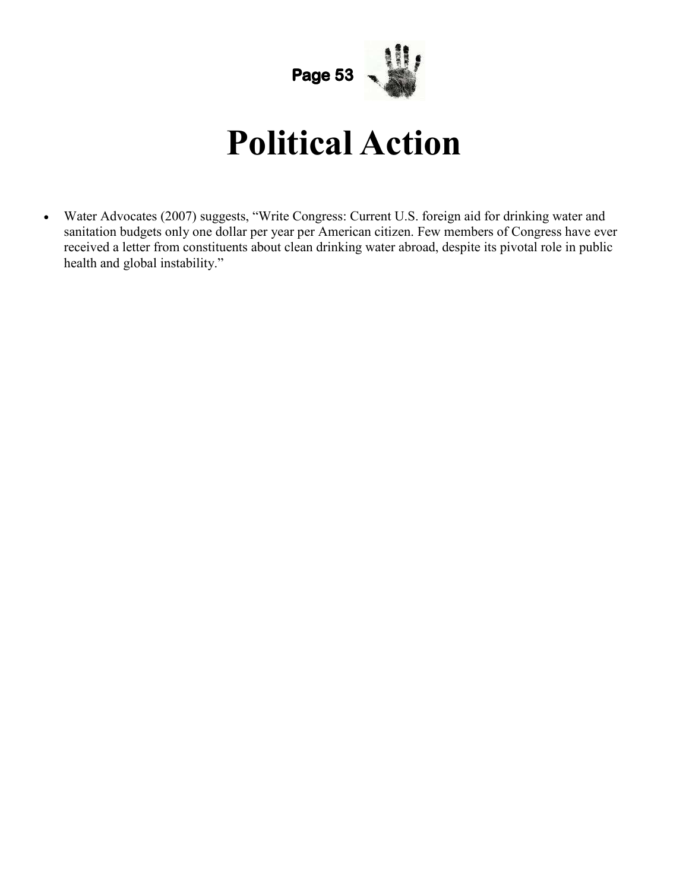# Political Action

- Water Advocates (2007) suggests, “Write Congress: Current U.S. foreign aid for drinking water and sanitation budgets only one dollar per year per American citizen. Few members of Congress have ever received a letter from constituents about clean drinking water abroad, despite its pivotal role in public health and global instability.”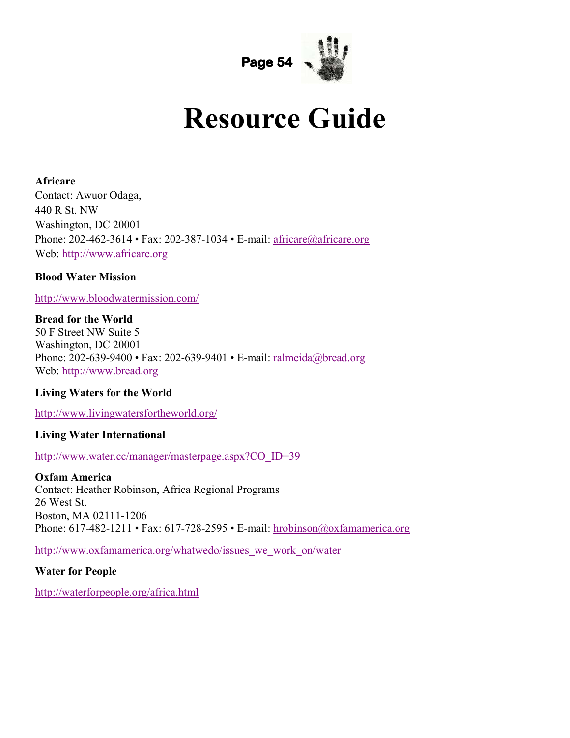# Resource Guide

**Africare**
Contact: Awuor Odaga,
440 R St. NW
Washington, DC 20001
Phone: 202-462-3614 • Fax: 202-387-1034 • E-mail: africare@africare.org
Web: http://www.africare.org

**Blood Water Mission**

http://www.bloodwatermission.com/

**Bread for the World**
50 F Street NW Suite 5
Washington, DC 20001
Phone: 202-639-9400 • Fax: 202-639-9401 • E-mail: ralmeida@bread.org
Web: http://www.bread.org

**Living Waters for the World**

http://www.livingwatersfortheworld.org/

**Living Water International**

http://www.water.cc/manager/masterpage.aspx?CO_ID=39

**Oxfam America**
Contact: Heather Robinson, Africa Regional Programs
26 West St.
Boston, MA 02111-1206
Phone: 617-482-1211 • Fax: 617-728-2595 • E-mail: hrobinson@oxfamamerica.org

http://www.oxfamamerica.org/whatwedo/issues_we_work_on/water

**Water for People**

http://waterforpeople.org/africa.html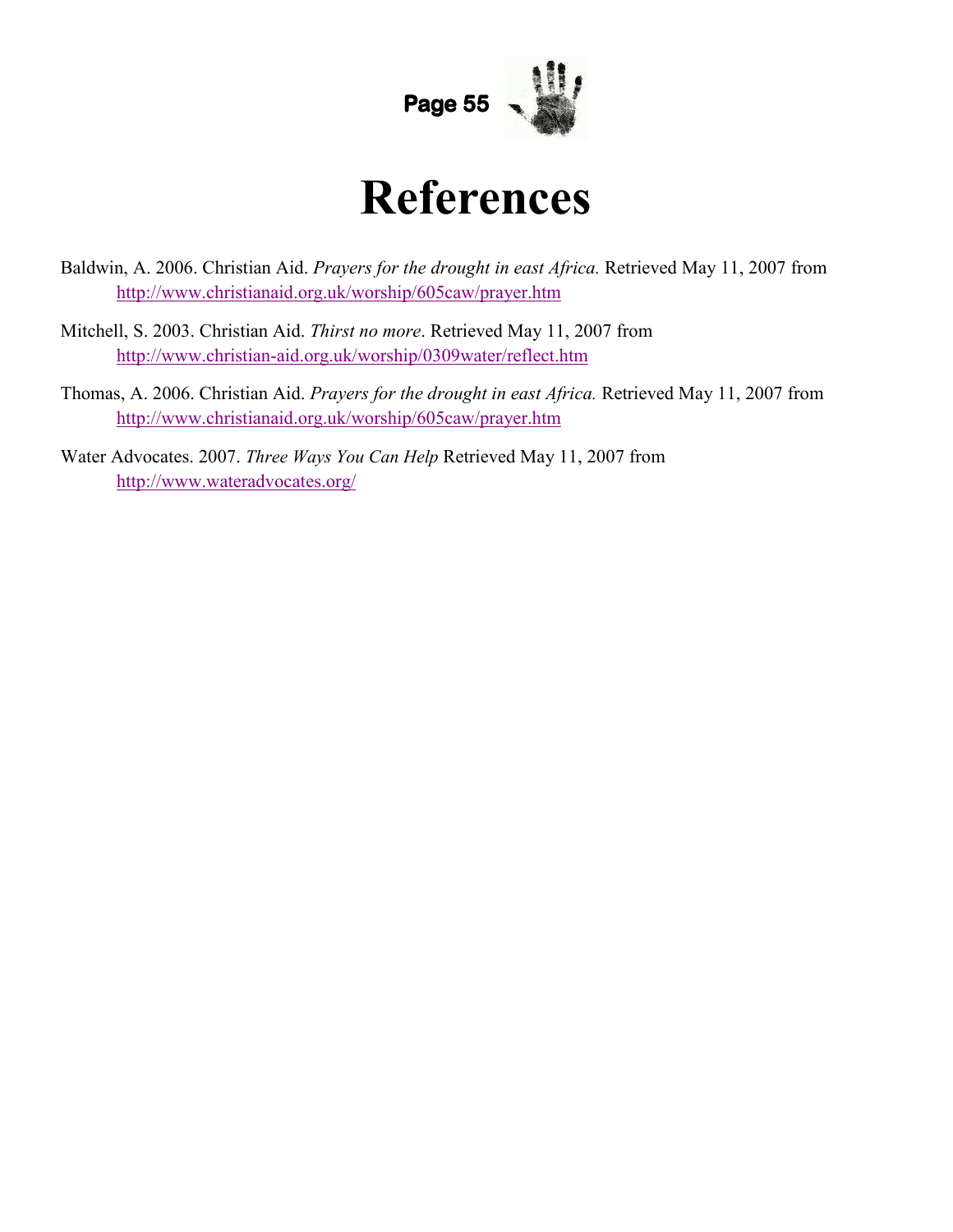# References

Baldwin, A. 2006. Christian Aid. *Prayers for the drought in east Africa.* Retrieved May 11, 2007 from http://www.christianaid.org.uk/worship/605caw/prayer.htm

Mitchell, S. 2003. Christian Aid. *Thirst no more*. Retrieved May 11, 2007 from http://www.christian-aid.org.uk/worship/0309water/reflect.htm

Thomas, A. 2006. Christian Aid. *Prayers for the drought in east Africa.* Retrieved May 11, 2007 from http://www.christianaid.org.uk/worship/605caw/prayer.htm

Water Advocates. 2007. *Three Ways You Can Help* Retrieved May 11, 2007 from http://www.wateradvocates.org/